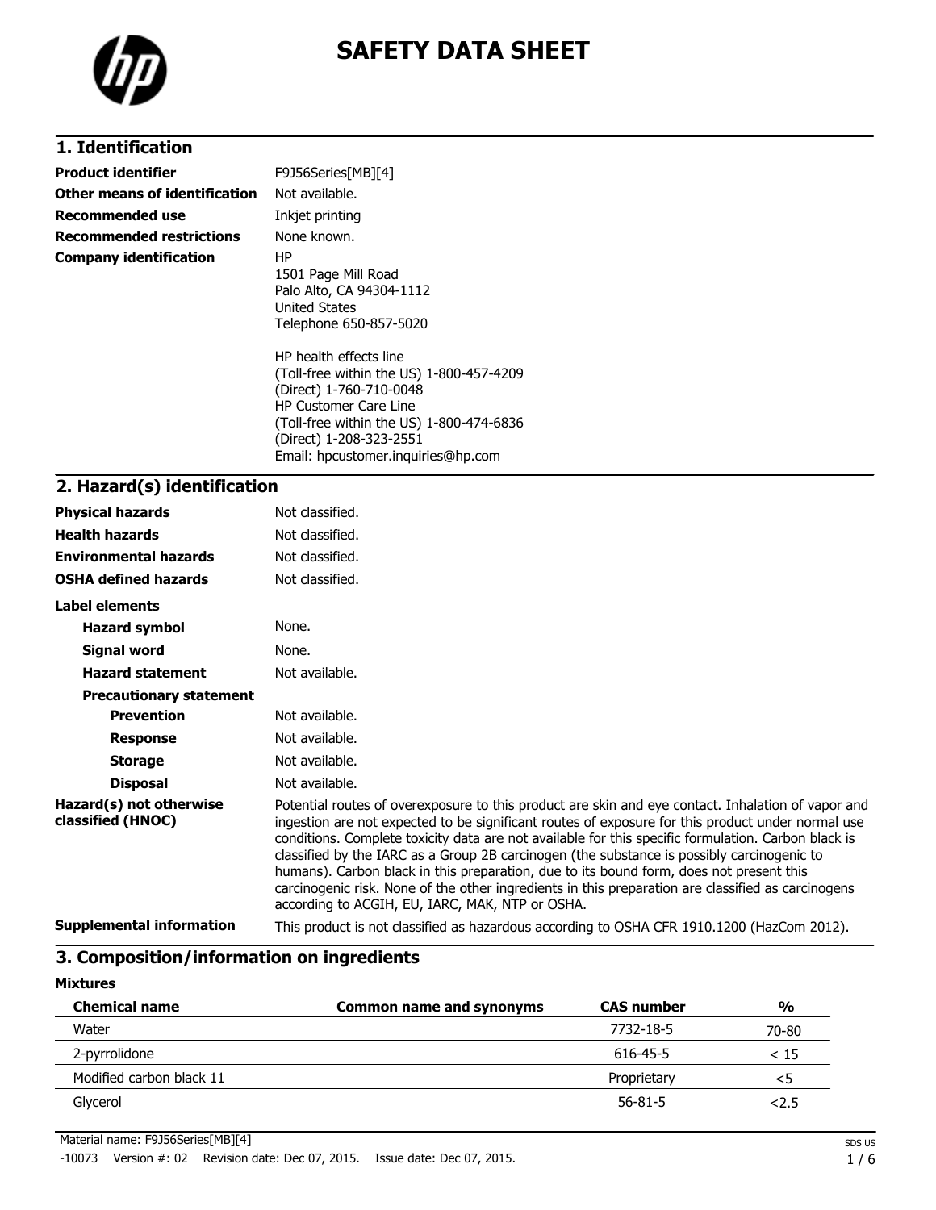# SAFETY DATA SHEET

## 1. Identification

| | |
|---|---|
| **Product identifier** | F9J56Series[MB][4] |
| **Other means of identification** | Not available. |
| **Recommended use** | Inkjet printing |
| **Recommended restrictions** | None known. |
| **Company identification** | HP<br>1501 Page Mill Road<br>Palo Alto, CA 94304-1112<br>United States<br>Telephone 650-857-5020<br><br>HP health effects line<br>(Toll-free within the US) 1-800-457-4209<br>(Direct) 1-760-710-0048<br>HP Customer Care Line<br>(Toll-free within the US) 1-800-474-6836<br>(Direct) 1-208-323-2551<br>Email: hpcustomer.inquiries@hp.com |

## 2. Hazard(s) identification

| | |
|---|---|
| **Physical hazards** | Not classified. |
| **Health hazards** | Not classified. |
| **Environmental hazards** | Not classified. |
| **OSHA defined hazards** | Not classified. |

**Label elements**

| | |
|---|---|
| **Hazard symbol** | None. |
| **Signal word** | None. |
| **Hazard statement** | Not available. |
| **Precautionary statement** | |
| **Prevention** | Not available. |
| **Response** | Not available. |
| **Storage** | Not available. |
| **Disposal** | Not available. |

**Hazard(s) not otherwise classified (HNOC)**

Potential routes of overexposure to this product are skin and eye contact. Inhalation of vapor and ingestion are not expected to be significant routes of exposure for this product under normal use conditions. Complete toxicity data are not available for this specific formulation. Carbon black is classified by the IARC as a Group 2B carcinogen (the substance is possibly carcinogenic to humans). Carbon black in this preparation, due to its bound form, does not present this carcinogenic risk. None of the other ingredients in this preparation are classified as carcinogens according to ACGIH, EU, IARC, MAK, NTP or OSHA.

**Supplemental information**

This product is not classified as hazardous according to OSHA CFR 1910.1200 (HazCom 2012).

## 3. Composition/information on ingredients

**Mixtures**

| Chemical name | Common name and synonyms | CAS number | % |
|---|---|---|---|
| Water | | 7732-18-5 | 70-80 |
| 2-pyrrolidone | | 616-45-5 | < 15 |
| Modified carbon black 11 | | Proprietary | <5 |
| Glycerol | | 56-81-5 | <2.5 |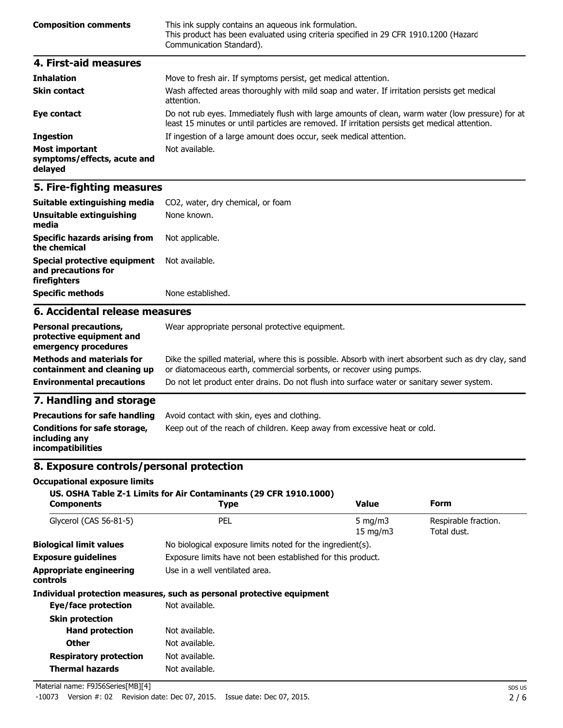| | |
|---|---|
| **Composition comments** | This ink supply contains an aqueous ink formulation. This product has been evaluated using criteria specified in 29 CFR 1910.1200 (Hazard Communication Standard). |

## 4. First-aid measures

| | |
|---|---|
| **Inhalation** | Move to fresh air. If symptoms persist, get medical attention. |
| **Skin contact** | Wash affected areas thoroughly with mild soap and water. If irritation persists get medical attention. |
| **Eye contact** | Do not rub eyes. Immediately flush with large amounts of clean, warm water (low pressure) for at least 15 minutes or until particles are removed. If irritation persists get medical attention. |
| **Ingestion** | If ingestion of a large amount does occur, seek medical attention. |
| **Most important symptoms/effects, acute and delayed** | Not available. |

## 5. Fire-fighting measures

| | |
|---|---|
| **Suitable extinguishing media** | $CO_2$, water, dry chemical, or foam |
| **Unsuitable extinguishing media** | None known. |
| **Specific hazards arising from the chemical** | Not applicable. |
| **Special protective equipment and precautions for firefighters** | Not available. |
| **Specific methods** | None established. |

## 6. Accidental release measures

| | |
|---|---|
| **Personal precautions, protective equipment and emergency procedures** | Wear appropriate personal protective equipment. |
| **Methods and materials for containment and cleaning up** | Dike the spilled material, where this is possible. Absorb with inert absorbent such as dry clay, sand or diatomaceous earth, commercial sorbents, or recover using pumps. |
| **Environmental precautions** | Do not let product enter drains. Do not flush into surface water or sanitary sewer system. |

## 7. Handling and storage

| | |
|---|---|
| **Precautions for safe handling** | Avoid contact with skin, eyes and clothing. |
| **Conditions for safe storage, including any incompatibilities** | Keep out of the reach of children. Keep away from excessive heat or cold. |

## 8. Exposure controls/personal protection

**Occupational exposure limits**

**US. OSHA Table Z-1 Limits for Air Contaminants (29 CFR 1910.1000)**

| Components | Type | Value | Form |
|---|---|---|---|
| Glycerol (CAS 56-81-5) | PEL | 5 mg/m3 | Respirable fraction. |
| | | 15 mg/m3 | Total dust. |

| | |
|---|---|
| **Biological limit values** | No biological exposure limits noted for the ingredient(s). |
| **Exposure guidelines** | Exposure limits have not been established for this product. |
| **Appropriate engineering controls** | Use in a well ventilated area. |

**Individual protection measures, such as personal protective equipment**

| | |
|---|---|
| **Eye/face protection** | Not available. |
| **Skin protection** | |
| **Hand protection** | Not available. |
| **Other** | Not available. |
| **Respiratory protection** | Not available. |
| **Thermal hazards** | Not available. |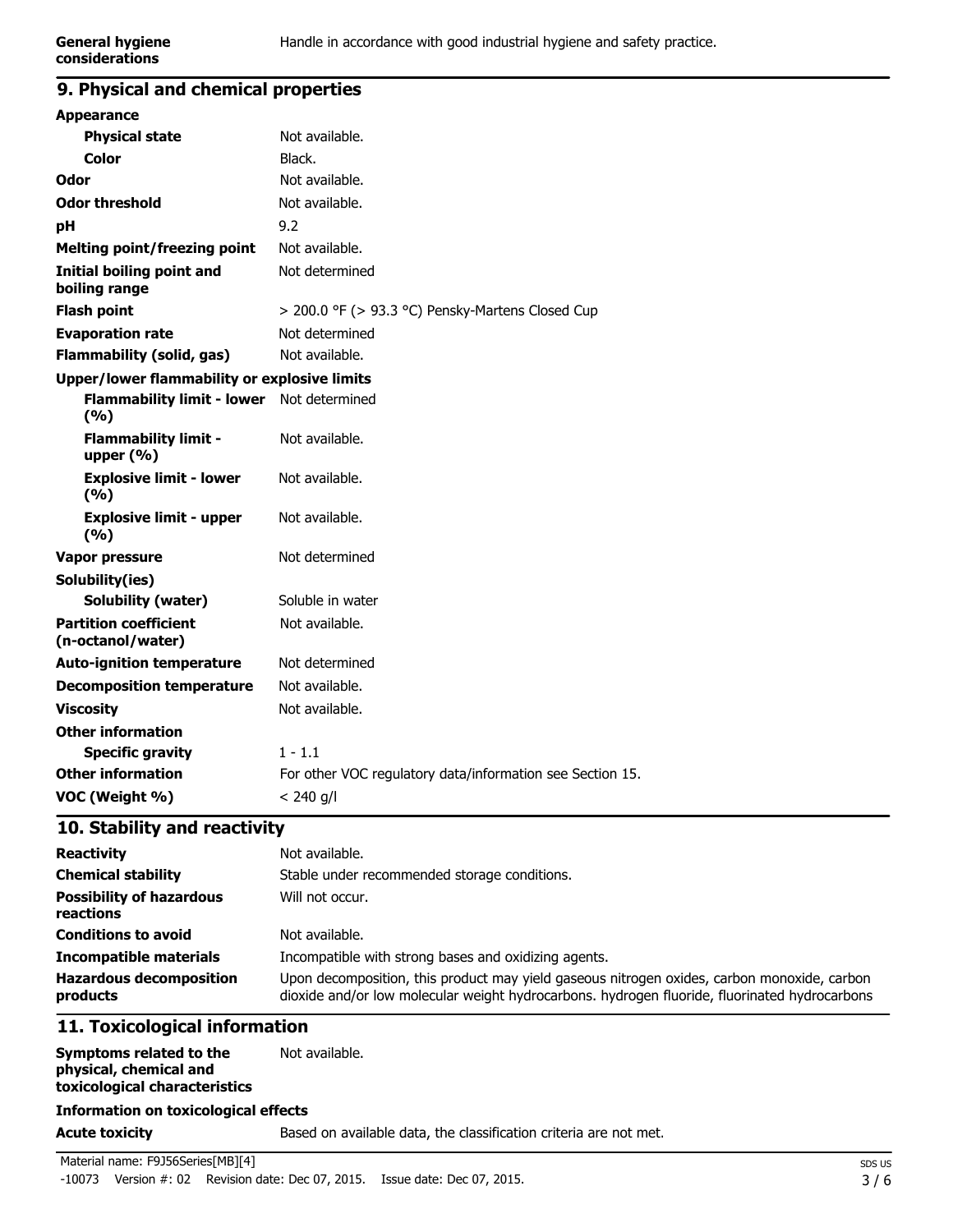| | |
|---|---|
| **General hygiene considerations** | Handle in accordance with good industrial hygiene and safety practice. |

## 9. Physical and chemical properties

| | |
|---|---|
| **Appearance** | |
| **Physical state** | Not available. |
| **Color** | Black. |
| **Odor** | Not available. |
| **Odor threshold** | Not available. |
| **pH** | 9.2 |
| **Melting point/freezing point** | Not available. |
| **Initial boiling point and boiling range** | Not determined |
| **Flash point** | > 200.0 °F (> 93.3 °C) Pensky-Martens Closed Cup |
| **Evaporation rate** | Not determined |
| **Flammability (solid, gas)** | Not available. |
| **Upper/lower flammability or explosive limits** | |
| **Flammability limit - lower (%)** | Not determined |
| **Flammability limit - upper (%)** | Not available. |
| **Explosive limit - lower (%)** | Not available. |
| **Explosive limit - upper (%)** | Not available. |
| **Vapor pressure** | Not determined |
| **Solubility(ies)** | |
| **Solubility (water)** | Soluble in water |
| **Partition coefficient (n-octanol/water)** | Not available. |
| **Auto-ignition temperature** | Not determined |
| **Decomposition temperature** | Not available. |
| **Viscosity** | Not available. |
| **Other information** | |
| **Specific gravity** | 1 - 1.1 |
| **Other information** | For other VOC regulatory data/information see Section 15. |
| **VOC (Weight %)** | < 240 g/l |

## 10. Stability and reactivity

| | |
|---|---|
| **Reactivity** | Not available. |
| **Chemical stability** | Stable under recommended storage conditions. |
| **Possibility of hazardous reactions** | Will not occur. |
| **Conditions to avoid** | Not available. |
| **Incompatible materials** | Incompatible with strong bases and oxidizing agents. |
| **Hazardous decomposition products** | Upon decomposition, this product may yield gaseous nitrogen oxides, carbon monoxide, carbon dioxide and/or low molecular weight hydrocarbons. hydrogen fluoride, fluorinated hydrocarbons |

## 11. Toxicological information

| | |
|---|---|
| **Symptoms related to the physical, chemical and toxicological characteristics** | Not available. |

**Information on toxicological effects**

| | |
|---|---|
| **Acute toxicity** | Based on available data, the classification criteria are not met. |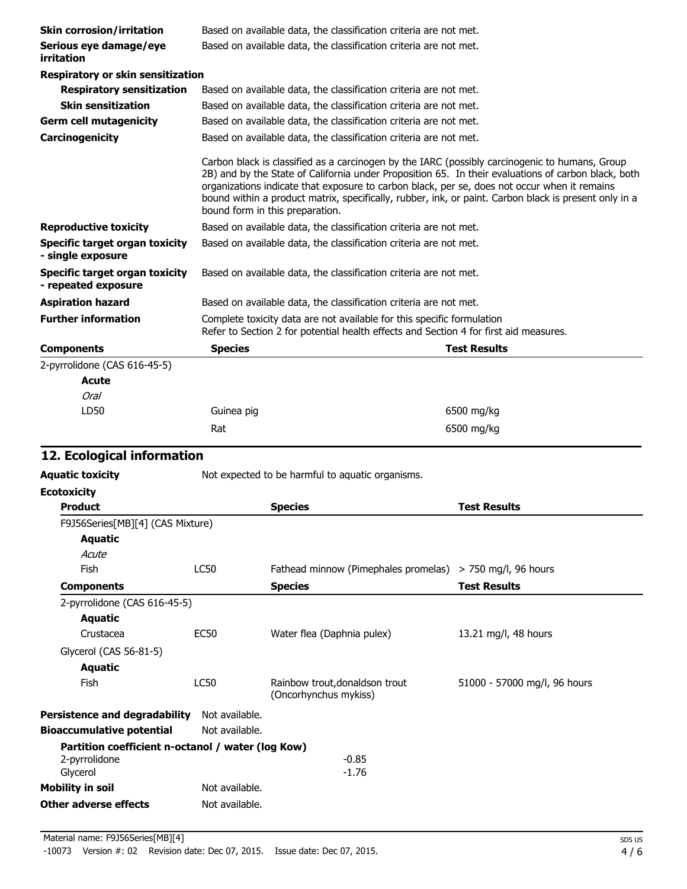| | |
|---|---|
| **Skin corrosion/irritation** | Based on available data, the classification criteria are not met. |
| **Serious eye damage/eye irritation** | Based on available data, the classification criteria are not met. |
| **Respiratory or skin sensitization** | |
| **Respiratory sensitization** | Based on available data, the classification criteria are not met. |
| **Skin sensitization** | Based on available data, the classification criteria are not met. |
| **Germ cell mutagenicity** | Based on available data, the classification criteria are not met. |
| **Carcinogenicity** | Based on available data, the classification criteria are not met.<br><br>Carbon black is classified as a carcinogen by the IARC (possibly carcinogenic to humans, Group 2B) and by the State of California under Proposition 65. In their evaluations of carbon black, both organizations indicate that exposure to carbon black, per se, does not occur when it remains bound within a product matrix, specifically, rubber, ink, or paint. Carbon black is present only in a bound form in this preparation. |
| **Reproductive toxicity** | Based on available data, the classification criteria are not met. |
| **Specific target organ toxicity - single exposure** | Based on available data, the classification criteria are not met. |
| **Specific target organ toxicity - repeated exposure** | Based on available data, the classification criteria are not met. |
| **Aspiration hazard** | Based on available data, the classification criteria are not met. |
| **Further information** | Complete toxicity data are not available for this specific formulation<br>Refer to Section 2 for potential health effects and Section 4 for first aid measures. |

| **Components** | **Species** | **Test Results** |
|---|---|---|
| 2-pyrrolidone (CAS 616-45-5) | | |
| **Acute** | | |
| *Oral* | | |
| LD50 | Guinea pig | 6500 mg/kg |
| | Rat | 6500 mg/kg |

## 12. Ecological information

**Aquatic toxicity** Not expected to be harmful to aquatic organisms.

**Ecotoxicity**

| **Product** | | **Species** | **Test Results** |
|---|---|---|---|
| F9J56Series[MB][4] (CAS Mixture) | | | |
| **Aquatic** | | | |
| *Acute* | | | |
| Fish | LC50 | Fathead minnow (Pimephales promelas) | > 750 mg/l, 96 hours |
| **Components** | | **Species** | **Test Results** |
| 2-pyrrolidone (CAS 616-45-5) | | | |
| **Aquatic** | | | |
| Crustacea | EC50 | Water flea (Daphnia pulex) | 13.21 mg/l, 48 hours |
| Glycerol (CAS 56-81-5) | | | |
| **Aquatic** | | | |
| Fish | LC50 | Rainbow trout,donaldson trout (Oncorhynchus mykiss) | 51000 - 57000 mg/l, 96 hours |

**Persistence and degradability** Not available.

**Bioaccumulative potential** Not available.

**Partition coefficient n-octanol / water (log Kow)**

| | |
|---|---|
| 2-pyrrolidone | -0.85 |
| Glycerol | -1.76 |

**Mobility in soil** Not available.

**Other adverse effects** Not available.

Material name: F9J56Series[MB][4]
-10073 Version #: 02 Revision date: Dec 07, 2015. Issue date: Dec 07, 2015.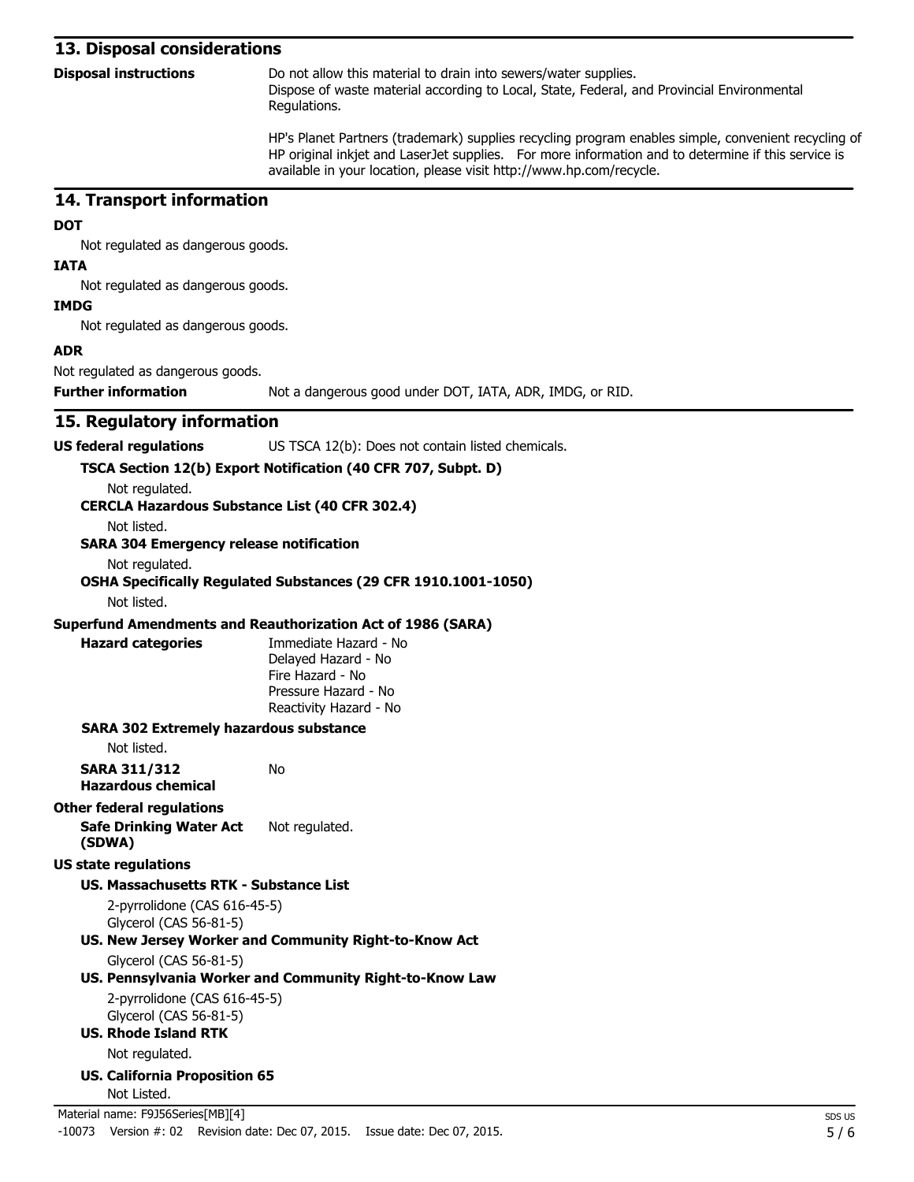## 13. Disposal considerations

**Disposal instructions**

Do not allow this material to drain into sewers/water supplies.
Dispose of waste material according to Local, State, Federal, and Provincial Environmental Regulations.

HP's Planet Partners (trademark) supplies recycling program enables simple, convenient recycling of HP original inkjet and LaserJet supplies. For more information and to determine if this service is available in your location, please visit http://www.hp.com/recycle.

## 14. Transport information

**DOT**

Not regulated as dangerous goods.

**IATA**

Not regulated as dangerous goods.

**IMDG**

Not regulated as dangerous goods.

**ADR**

Not regulated as dangerous goods.

**Further information** Not a dangerous good under DOT, IATA, ADR, IMDG, or RID.

## 15. Regulatory information

**US federal regulations** US TSCA 12(b): Does not contain listed chemicals.

**TSCA Section 12(b) Export Notification (40 CFR 707, Subpt. D)**

Not regulated.

**CERCLA Hazardous Substance List (40 CFR 302.4)**

Not listed.

**SARA 304 Emergency release notification**

Not regulated.

**OSHA Specifically Regulated Substances (29 CFR 1910.1001-1050)**

Not listed.

**Superfund Amendments and Reauthorization Act of 1986 (SARA)**

**Hazard categories**

Immediate Hazard - No
Delayed Hazard - No
Fire Hazard - No
Pressure Hazard - No
Reactivity Hazard - No

**SARA 302 Extremely hazardous substance**

Not listed.

**SARA 311/312 Hazardous chemical** No

**Other federal regulations**

**Safe Drinking Water Act (SDWA)** Not regulated.

**US state regulations**

**US. Massachusetts RTK - Substance List**

2-pyrrolidone (CAS 616-45-5)
Glycerol (CAS 56-81-5)

**US. New Jersey Worker and Community Right-to-Know Act**

Glycerol (CAS 56-81-5)

**US. Pennsylvania Worker and Community Right-to-Know Law**

2-pyrrolidone (CAS 616-45-5)
Glycerol (CAS 56-81-5)

**US. Rhode Island RTK**

Not regulated.

**US. California Proposition 65**

Not Listed.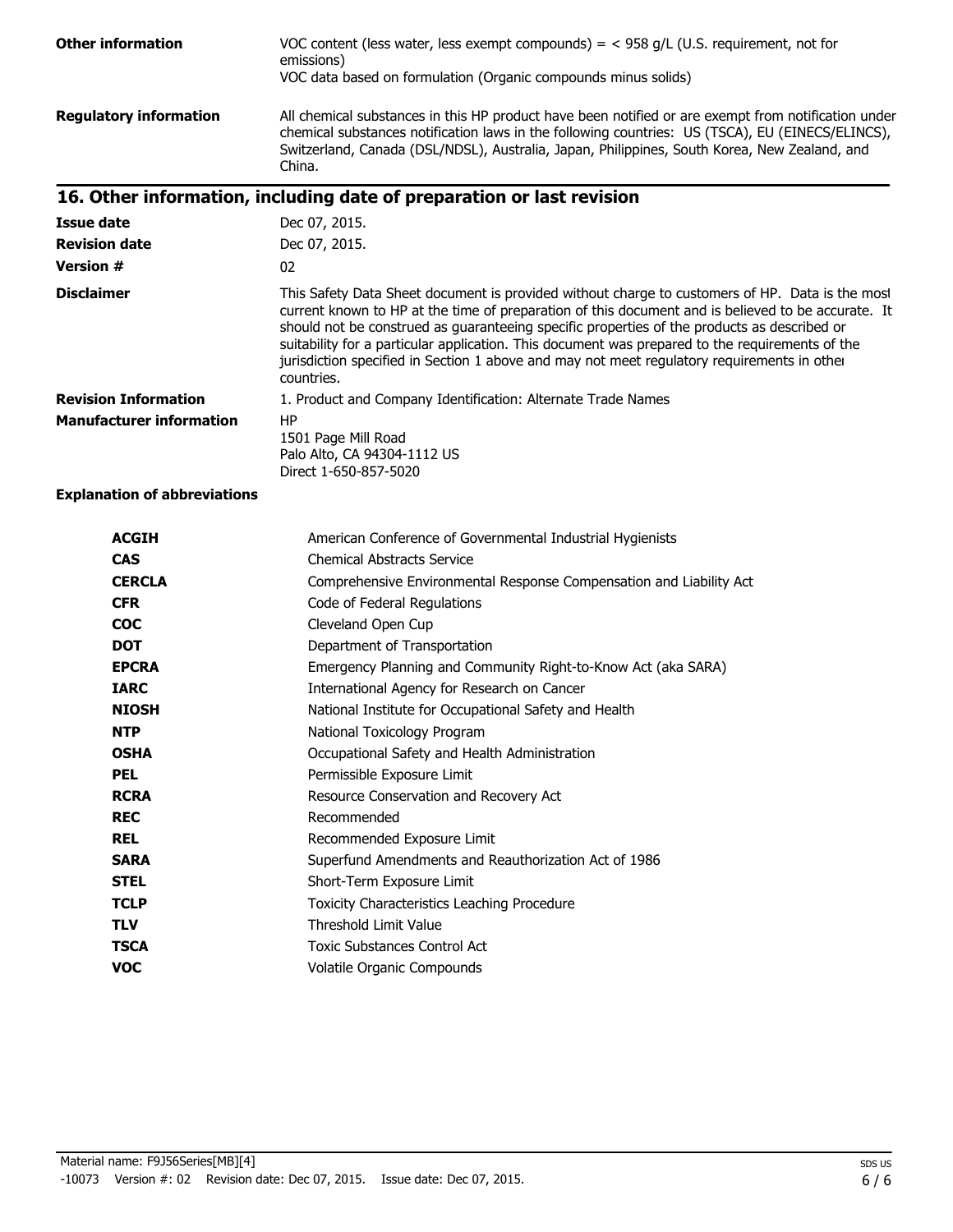| | |
|---|---|
| **Other information** | VOC content (less water, less exempt compounds) = < 958 g/L (U.S. requirement, not for emissions)<br>VOC data based on formulation (Organic compounds minus solids) |
| **Regulatory information** | All chemical substances in this HP product have been notified or are exempt from notification under chemical substances notification laws in the following countries: US (TSCA), EU (EINECS/ELINCS), Switzerland, Canada (DSL/NDSL), Australia, Japan, Philippines, South Korea, New Zealand, and China. |

## 16. Other information, including date of preparation or last revision

| | |
|---|---|
| **Issue date** | Dec 07, 2015. |
| **Revision date** | Dec 07, 2015. |
| **Version #** | 02 |
| **Disclaimer** | This Safety Data Sheet document is provided without charge to customers of HP. Data is the most current known to HP at the time of preparation of this document and is believed to be accurate. It should not be construed as guaranteeing specific properties of the products as described or suitability for a particular application. This document was prepared to the requirements of the jurisdiction specified in Section 1 above and may not meet regulatory requirements in other countries. |
| **Revision Information** | 1. Product and Company Identification: Alternate Trade Names |
| **Manufacturer information** | HP<br>1501 Page Mill Road<br>Palo Alto, CA 94304-1112 US<br>Direct 1-650-857-5020 |

**Explanation of abbreviations**

| | |
|---|---|
| **ACGIH** | American Conference of Governmental Industrial Hygienists |
| **CAS** | Chemical Abstracts Service |
| **CERCLA** | Comprehensive Environmental Response Compensation and Liability Act |
| **CFR** | Code of Federal Regulations |
| **COC** | Cleveland Open Cup |
| **DOT** | Department of Transportation |
| **EPCRA** | Emergency Planning and Community Right-to-Know Act (aka SARA) |
| **IARC** | International Agency for Research on Cancer |
| **NIOSH** | National Institute for Occupational Safety and Health |
| **NTP** | National Toxicology Program |
| **OSHA** | Occupational Safety and Health Administration |
| **PEL** | Permissible Exposure Limit |
| **RCRA** | Resource Conservation and Recovery Act |
| **REC** | Recommended |
| **REL** | Recommended Exposure Limit |
| **SARA** | Superfund Amendments and Reauthorization Act of 1986 |
| **STEL** | Short-Term Exposure Limit |
| **TCLP** | Toxicity Characteristics Leaching Procedure |
| **TLV** | Threshold Limit Value |
| **TSCA** | Toxic Substances Control Act |
| **VOC** | Volatile Organic Compounds |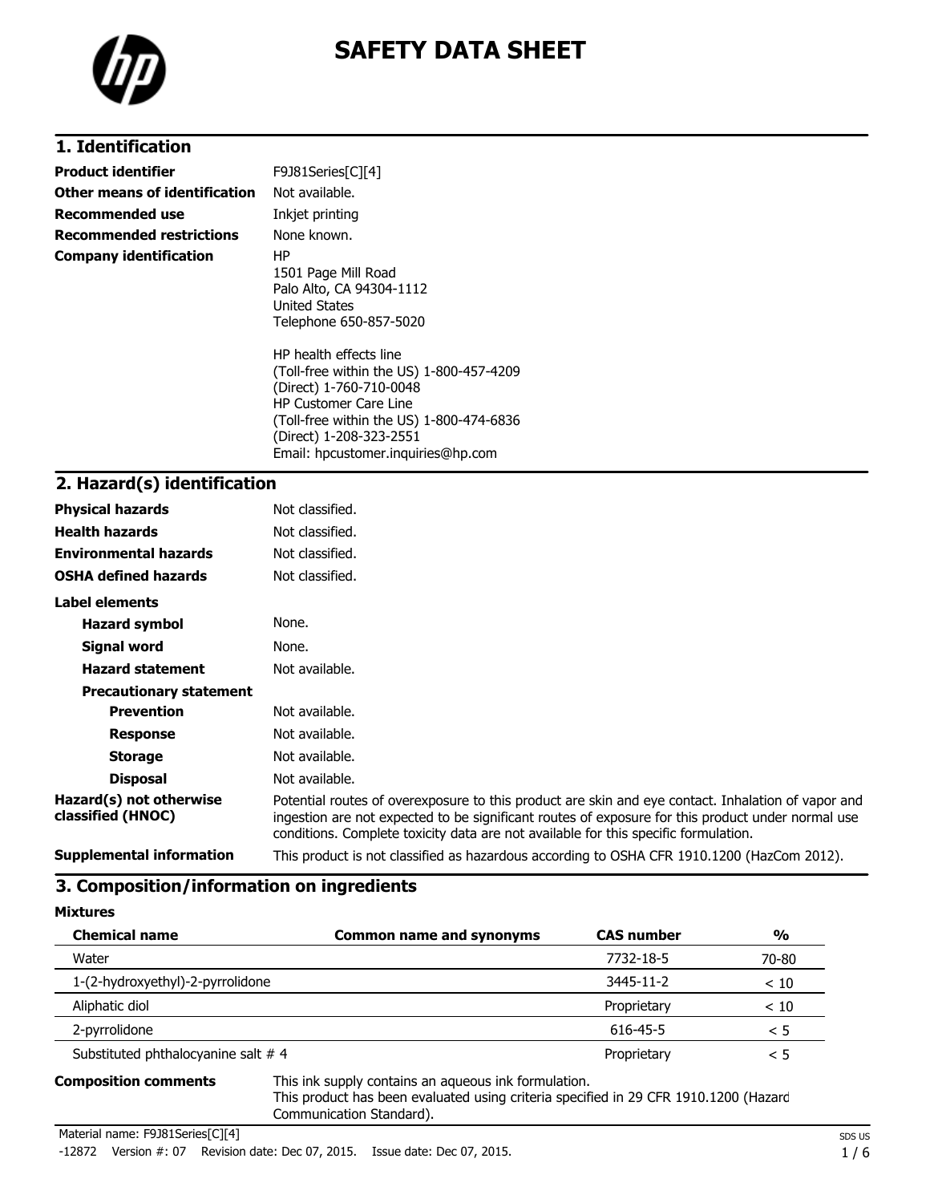# SAFETY DATA SHEET

## 1. Identification

| | |
|---|---|
| **Product identifier** | F9J81Series[C][4] |
| **Other means of identification** | Not available. |
| **Recommended use** | Inkjet printing |
| **Recommended restrictions** | None known. |
| **Company identification** | HP<br>1501 Page Mill Road<br>Palo Alto, CA 94304-1112<br>United States<br>Telephone 650-857-5020<br><br>HP health effects line<br>(Toll-free within the US) 1-800-457-4209<br>(Direct) 1-760-710-0048<br>HP Customer Care Line<br>(Toll-free within the US) 1-800-474-6836<br>(Direct) 1-208-323-2551<br>Email: hpcustomer.inquiries@hp.com |

## 2. Hazard(s) identification

| | |
|---|---|
| **Physical hazards** | Not classified. |
| **Health hazards** | Not classified. |
| **Environmental hazards** | Not classified. |
| **OSHA defined hazards** | Not classified. |

**Label elements**

| | |
|---|---|
| **Hazard symbol** | None. |
| **Signal word** | None. |
| **Hazard statement** | Not available. |

**Precautionary statement**

| | |
|---|---|
| **Prevention** | Not available. |
| **Response** | Not available. |
| **Storage** | Not available. |
| **Disposal** | Not available. |
| **Hazard(s) not otherwise classified (HNOC)** | Potential routes of overexposure to this product are skin and eye contact. Inhalation of vapor and ingestion are not expected to be significant routes of exposure for this product under normal use conditions. Complete toxicity data are not available for this specific formulation. |
| **Supplemental information** | This product is not classified as hazardous according to OSHA CFR 1910.1200 (HazCom 2012). |

## 3. Composition/information on ingredients

**Mixtures**

| Chemical name | Common name and synonyms | CAS number | % |
|---|---|---|---|
| Water | | 7732-18-5 | 70-80 |
| 1-(2-hydroxyethyl)-2-pyrrolidone | | 3445-11-2 | < 10 |
| Aliphatic diol | | Proprietary | < 10 |
| 2-pyrrolidone | | 616-45-5 | < 5 |
| Substituted phthalocyanine salt # 4 | | Proprietary | < 5 |

**Composition comments** This ink supply contains an aqueous ink formulation.
This product has been evaluated using criteria specified in 29 CFR 1910.1200 (Hazard Communication Standard).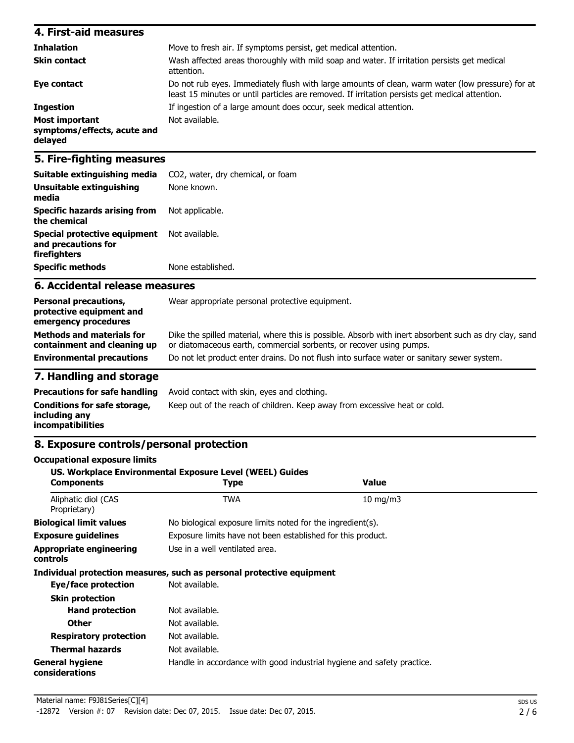## 4. First-aid measures

| | |
|---|---|
| **Inhalation** | Move to fresh air. If symptoms persist, get medical attention. |
| **Skin contact** | Wash affected areas thoroughly with mild soap and water. If irritation persists get medical attention. |
| **Eye contact** | Do not rub eyes. Immediately flush with large amounts of clean, warm water (low pressure) for at least 15 minutes or until particles are removed. If irritation persists get medical attention. |
| **Ingestion** | If ingestion of a large amount does occur, seek medical attention. |
| **Most important symptoms/effects, acute and delayed** | Not available. |

## 5. Fire-fighting measures

| | |
|---|---|
| **Suitable extinguishing media** | $CO_2$, water, dry chemical, or foam |
| **Unsuitable extinguishing media** | None known. |
| **Specific hazards arising from the chemical** | Not applicable. |
| **Special protective equipment and precautions for firefighters** | Not available. |
| **Specific methods** | None established. |

## 6. Accidental release measures

| | |
|---|---|
| **Personal precautions, protective equipment and emergency procedures** | Wear appropriate personal protective equipment. |
| **Methods and materials for containment and cleaning up** | Dike the spilled material, where this is possible. Absorb with inert absorbent such as dry clay, sand or diatomaceous earth, commercial sorbents, or recover using pumps. |
| **Environmental precautions** | Do not let product enter drains. Do not flush into surface water or sanitary sewer system. |

## 7. Handling and storage

| | |
|---|---|
| **Precautions for safe handling** | Avoid contact with skin, eyes and clothing. |
| **Conditions for safe storage, including any incompatibilities** | Keep out of the reach of children. Keep away from excessive heat or cold. |

## 8. Exposure controls/personal protection

**Occupational exposure limits**

**US. Workplace Environmental Exposure Level (WEEL) Guides**

| Components | Type | Value |
|---|---|---|
| Aliphatic diol (CAS Proprietary) | TWA | 10 mg/m3 |

| | |
|---|---|
| **Biological limit values** | No biological exposure limits noted for the ingredient(s). |
| **Exposure guidelines** | Exposure limits have not been established for this product. |
| **Appropriate engineering controls** | Use in a well ventilated area. |

**Individual protection measures, such as personal protective equipment**

| | |
|---|---|
| **Eye/face protection** | Not available. |
| **Skin protection** | |
| **Hand protection** | Not available. |
| **Other** | Not available. |
| **Respiratory protection** | Not available. |
| **Thermal hazards** | Not available. |
| **General hygiene considerations** | Handle in accordance with good industrial hygiene and safety practice. |

Material name: F9J81Series[C][4]
-12872 Version #: 07 Revision date: Dec 07, 2015. Issue date: Dec 07, 2015.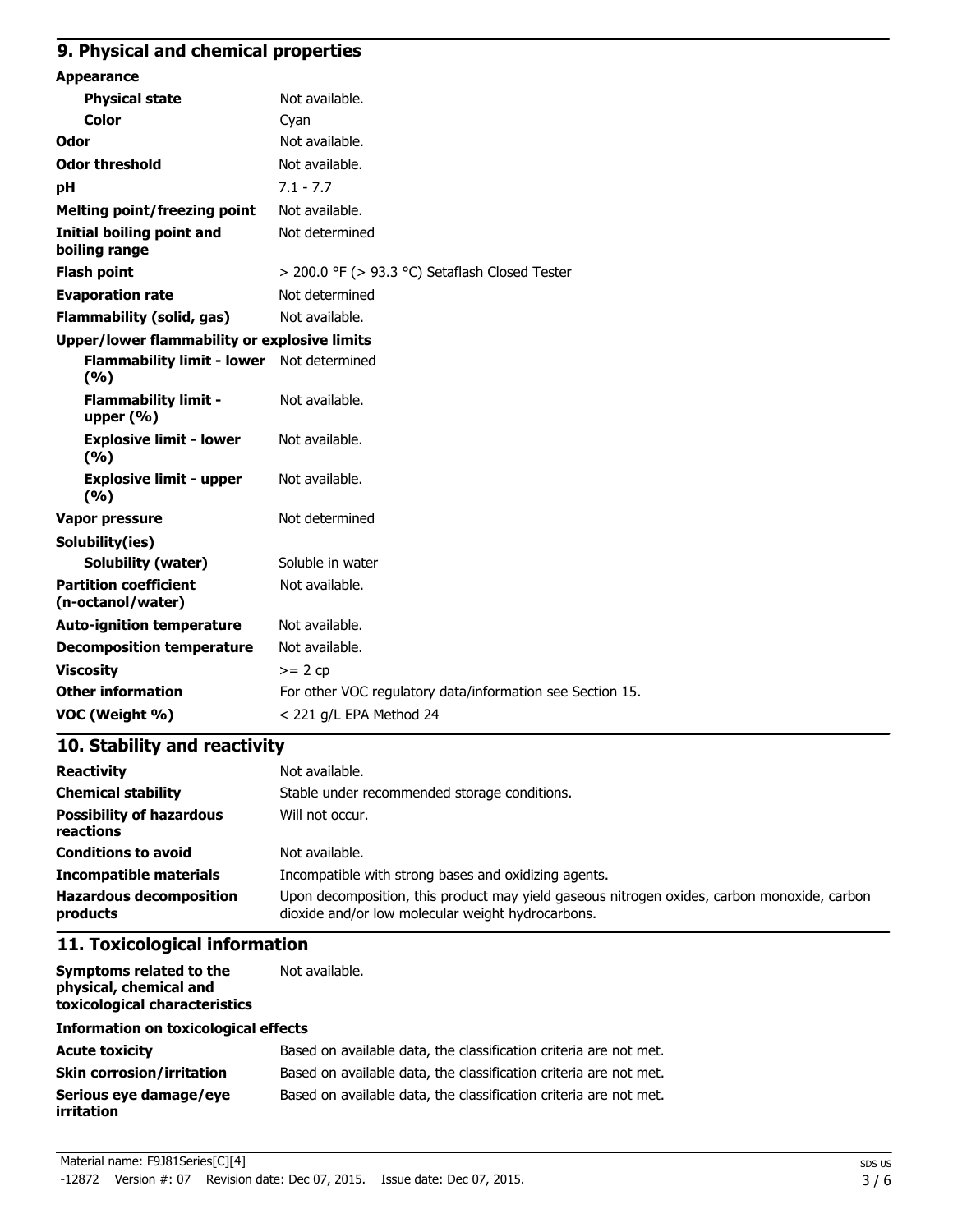## 9. Physical and chemical properties

| | |
|---|---|
| **Appearance** | |
| **Physical state** | Not available. |
| **Color** | Cyan |
| **Odor** | Not available. |
| **Odor threshold** | Not available. |
| **pH** | 7.1 - 7.7 |
| **Melting point/freezing point** | Not available. |
| **Initial boiling point and boiling range** | Not determined |
| **Flash point** | > 200.0 °F (> 93.3 °C) Setaflash Closed Tester |
| **Evaporation rate** | Not determined |
| **Flammability (solid, gas)** | Not available. |
| **Upper/lower flammability or explosive limits** | |
| **Flammability limit - lower (%)** | Not determined |
| **Flammability limit - upper (%)** | Not available. |
| **Explosive limit - lower (%)** | Not available. |
| **Explosive limit - upper (%)** | Not available. |
| **Vapor pressure** | Not determined |
| **Solubility(ies)** | |
| **Solubility (water)** | Soluble in water |
| **Partition coefficient (n-octanol/water)** | Not available. |
| **Auto-ignition temperature** | Not available. |
| **Decomposition temperature** | Not available. |
| **Viscosity** | >= 2 cp |
| **Other information** | For other VOC regulatory data/information see Section 15. |
| **VOC (Weight %)** | < 221 g/L EPA Method 24 |

## 10. Stability and reactivity

| | |
|---|---|
| **Reactivity** | Not available. |
| **Chemical stability** | Stable under recommended storage conditions. |
| **Possibility of hazardous reactions** | Will not occur. |
| **Conditions to avoid** | Not available. |
| **Incompatible materials** | Incompatible with strong bases and oxidizing agents. |
| **Hazardous decomposition products** | Upon decomposition, this product may yield gaseous nitrogen oxides, carbon monoxide, carbon dioxide and/or low molecular weight hydrocarbons. |

## 11. Toxicological information

| | |
|---|---|
| **Symptoms related to the physical, chemical and toxicological characteristics** | Not available. |
| **Information on toxicological effects** | |
| **Acute toxicity** | Based on available data, the classification criteria are not met. |
| **Skin corrosion/irritation** | Based on available data, the classification criteria are not met. |
| **Serious eye damage/eye irritation** | Based on available data, the classification criteria are not met. |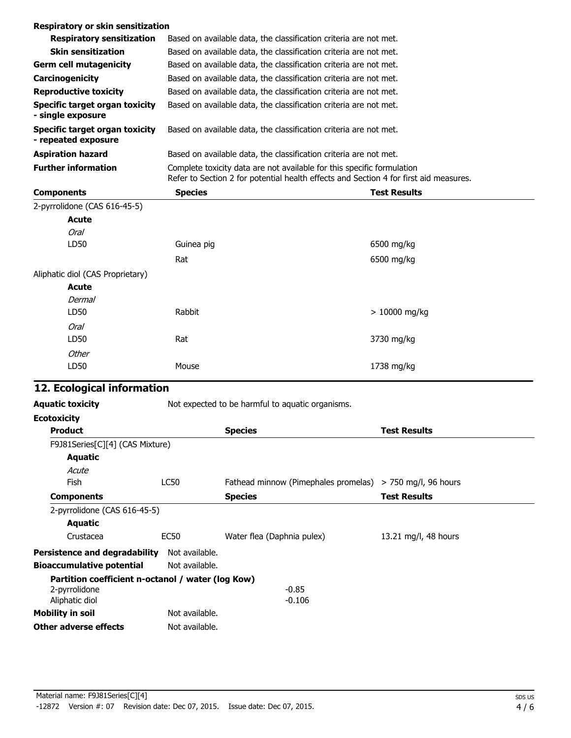**Respiratory or skin sensitization**

| | |
|---|---|
| **Respiratory sensitization** | Based on available data, the classification criteria are not met. |
| **Skin sensitization** | Based on available data, the classification criteria are not met. |
| **Germ cell mutagenicity** | Based on available data, the classification criteria are not met. |
| **Carcinogenicity** | Based on available data, the classification criteria are not met. |
| **Reproductive toxicity** | Based on available data, the classification criteria are not met. |
| **Specific target organ toxicity - single exposure** | Based on available data, the classification criteria are not met. |
| **Specific target organ toxicity - repeated exposure** | Based on available data, the classification criteria are not met. |
| **Aspiration hazard** | Based on available data, the classification criteria are not met. |
| **Further information** | Complete toxicity data are not available for this specific formulation<br>Refer to Section 2 for potential health effects and Section 4 for first aid measures. |

| Components | Species | Test Results |
|---|---|---|
| 2-pyrrolidone (CAS 616-45-5) | | |
| **Acute** | | |
| *Oral* | | |
| LD50 | Guinea pig | 6500 mg/kg |
| | Rat | 6500 mg/kg |
| Aliphatic diol (CAS Proprietary) | | |
| **Acute** | | |
| *Dermal* | | |
| LD50 | Rabbit | > 10000 mg/kg |
| *Oral* | | |
| LD50 | Rat | 3730 mg/kg |
| *Other* | | |
| LD50 | Mouse | 1738 mg/kg |

## 12. Ecological information

**Aquatic toxicity** Not expected to be harmful to aquatic organisms.

**Ecotoxicity**

| Product | | Species | Test Results |
|---|---|---|---|
| F9J81Series[C][4] (CAS Mixture) | | | |
| **Aquatic** | | | |
| *Acute* | | | |
| Fish | LC50 | Fathead minnow (Pimephales promelas) | > 750 mg/l, 96 hours |
| **Components** | | **Species** | **Test Results** |
| 2-pyrrolidone (CAS 616-45-5) | | | |
| **Aquatic** | | | |
| Crustacea | EC50 | Water flea (Daphnia pulex) | 13.21 mg/l, 48 hours |

**Persistence and degradability** Not available.

**Bioaccumulative potential** Not available.

**Partition coefficient n-octanol / water (log Kow)**

| | |
|---|---|
| 2-pyrrolidone | -0.85 |
| Aliphatic diol | -0.106 |

**Mobility in soil** Not available.

**Other adverse effects** Not available.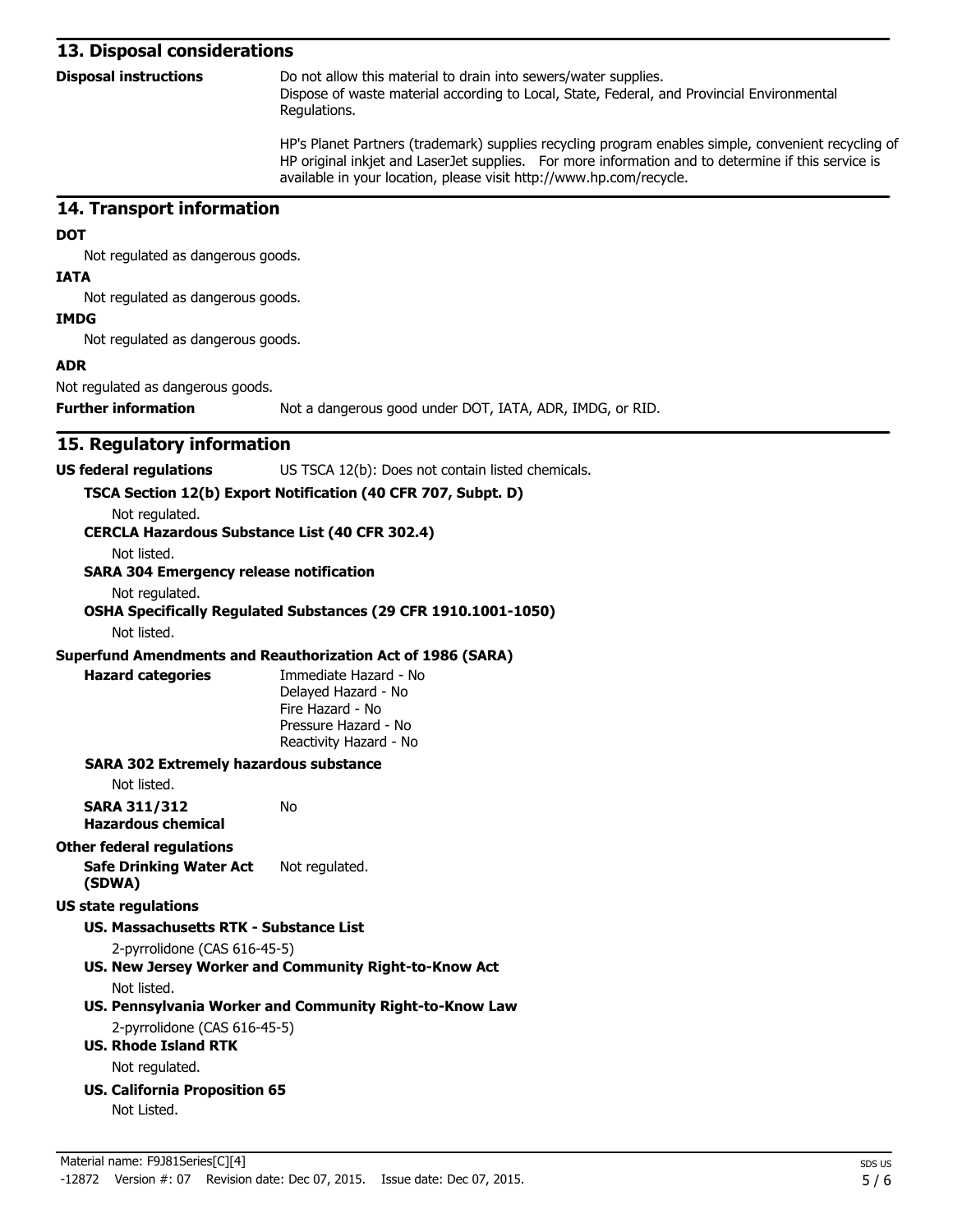## 13. Disposal considerations

**Disposal instructions**

Do not allow this material to drain into sewers/water supplies.
Dispose of waste material according to Local, State, Federal, and Provincial Environmental Regulations.

HP's Planet Partners (trademark) supplies recycling program enables simple, convenient recycling of HP original inkjet and LaserJet supplies. For more information and to determine if this service is available in your location, please visit http://www.hp.com/recycle.

## 14. Transport information

**DOT**

Not regulated as dangerous goods.

**IATA**

Not regulated as dangerous goods.

**IMDG**

Not regulated as dangerous goods.

**ADR**

Not regulated as dangerous goods.

**Further information** Not a dangerous good under DOT, IATA, ADR, IMDG, or RID.

## 15. Regulatory information

**US federal regulations** US TSCA 12(b): Does not contain listed chemicals.

**TSCA Section 12(b) Export Notification (40 CFR 707, Subpt. D)**

Not regulated.

**CERCLA Hazardous Substance List (40 CFR 302.4)**

Not listed.

**SARA 304 Emergency release notification**

Not regulated.

**OSHA Specifically Regulated Substances (29 CFR 1910.1001-1050)**

Not listed.

**Superfund Amendments and Reauthorization Act of 1986 (SARA)**

**Hazard categories**

Immediate Hazard - No
Delayed Hazard - No
Fire Hazard - No
Pressure Hazard - No
Reactivity Hazard - No

**SARA 302 Extremely hazardous substance**

Not listed.

**SARA 311/312 Hazardous chemical** No

**Other federal regulations**

**Safe Drinking Water Act (SDWA)** Not regulated.

**US state regulations**

**US. Massachusetts RTK - Substance List**

2-pyrrolidone (CAS 616-45-5)

**US. New Jersey Worker and Community Right-to-Know Act**

Not listed.

**US. Pennsylvania Worker and Community Right-to-Know Law**

2-pyrrolidone (CAS 616-45-5)

**US. Rhode Island RTK**

Not regulated.

**US. California Proposition 65**

Not Listed.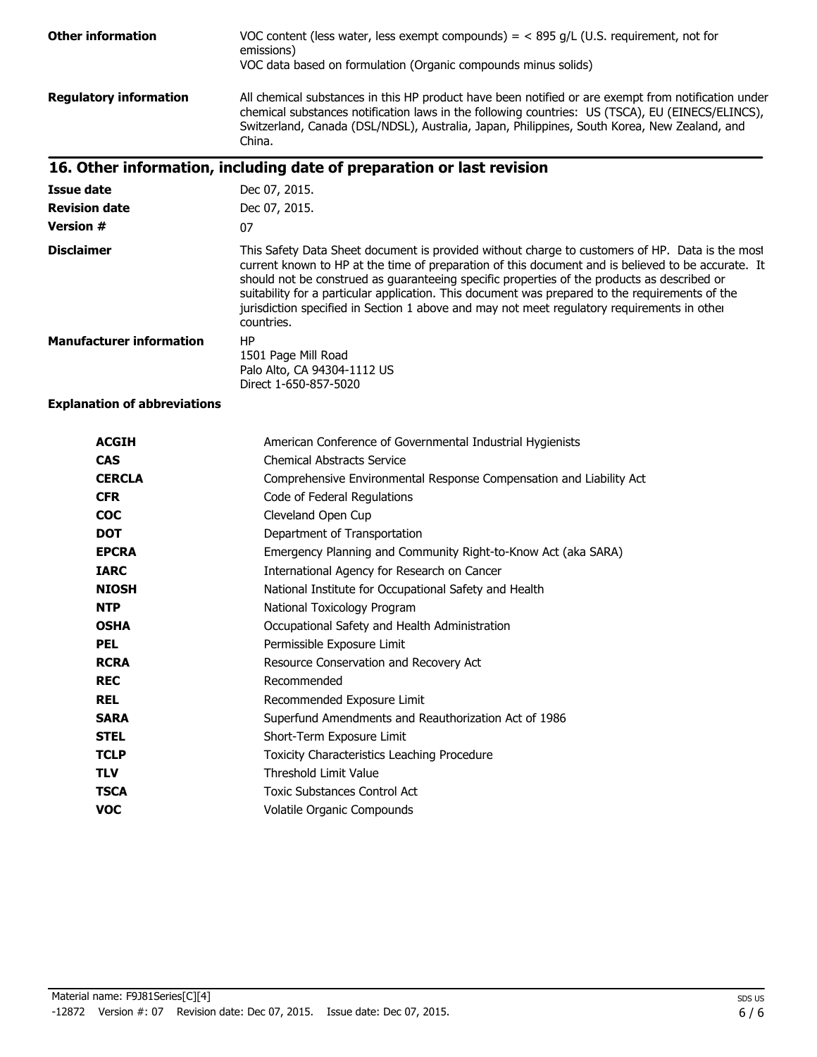**Other information**

VOC content (less water, less exempt compounds) = < 895 g/L (U.S. requirement, not for emissions)
VOC data based on formulation (Organic compounds minus solids)

**Regulatory information**

All chemical substances in this HP product have been notified or are exempt from notification under chemical substances notification laws in the following countries: US (TSCA), EU (EINECS/ELINCS), Switzerland, Canada (DSL/NDSL), Australia, Japan, Philippines, South Korea, New Zealand, and China.

## 16. Other information, including date of preparation or last revision

**Issue date** Dec 07, 2015.

**Revision date** Dec 07, 2015.

**Version #** 07

**Disclaimer**

This Safety Data Sheet document is provided without charge to customers of HP. Data is the most current known to HP at the time of preparation of this document and is believed to be accurate. It should not be construed as guaranteeing specific properties of the products as described or suitability for a particular application. This document was prepared to the requirements of the jurisdiction specified in Section 1 above and may not meet regulatory requirements in other countries.

**Manufacturer information**

HP
1501 Page Mill Road
Palo Alto, CA 94304-1112 US
Direct 1-650-857-5020

**Explanation of abbreviations**

| | |
|---|---|
| **ACGIH** | American Conference of Governmental Industrial Hygienists |
| **CAS** | Chemical Abstracts Service |
| **CERCLA** | Comprehensive Environmental Response Compensation and Liability Act |
| **CFR** | Code of Federal Regulations |
| **COC** | Cleveland Open Cup |
| **DOT** | Department of Transportation |
| **EPCRA** | Emergency Planning and Community Right-to-Know Act (aka SARA) |
| **IARC** | International Agency for Research on Cancer |
| **NIOSH** | National Institute for Occupational Safety and Health |
| **NTP** | National Toxicology Program |
| **OSHA** | Occupational Safety and Health Administration |
| **PEL** | Permissible Exposure Limit |
| **RCRA** | Resource Conservation and Recovery Act |
| **REC** | Recommended |
| **REL** | Recommended Exposure Limit |
| **SARA** | Superfund Amendments and Reauthorization Act of 1986 |
| **STEL** | Short-Term Exposure Limit |
| **TCLP** | Toxicity Characteristics Leaching Procedure |
| **TLV** | Threshold Limit Value |
| **TSCA** | Toxic Substances Control Act |
| **VOC** | Volatile Organic Compounds |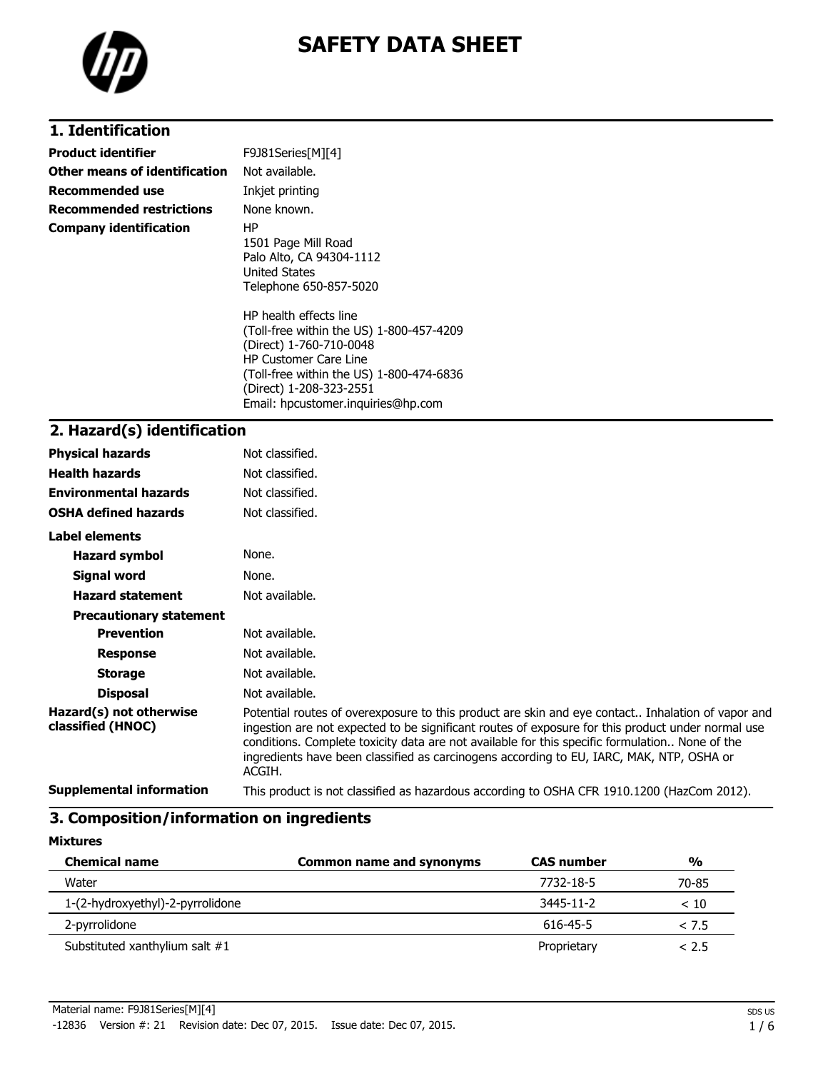# SAFETY DATA SHEET

## 1. Identification

| | |
|---|---|
| **Product identifier** | F9J81Series[M][4] |
| **Other means of identification** | Not available. |
| **Recommended use** | Inkjet printing |
| **Recommended restrictions** | None known. |
| **Company identification** | HP<br>1501 Page Mill Road<br>Palo Alto, CA 94304-1112<br>United States<br>Telephone 650-857-5020<br><br>HP health effects line<br>(Toll-free within the US) 1-800-457-4209<br>(Direct) 1-760-710-0048<br>HP Customer Care Line<br>(Toll-free within the US) 1-800-474-6836<br>(Direct) 1-208-323-2551<br>Email: hpcustomer.inquiries@hp.com |

## 2. Hazard(s) identification

| | |
|---|---|
| **Physical hazards** | Not classified. |
| **Health hazards** | Not classified. |
| **Environmental hazards** | Not classified. |
| **OSHA defined hazards** | Not classified. |

**Label elements**

| | |
|---|---|
| **Hazard symbol** | None. |
| **Signal word** | None. |
| **Hazard statement** | Not available. |

**Precautionary statement**

| | |
|---|---|
| **Prevention** | Not available. |
| **Response** | Not available. |
| **Storage** | Not available. |
| **Disposal** | Not available. |

| | |
|---|---|
| **Hazard(s) not otherwise classified (HNOC)** | Potential routes of overexposure to this product are skin and eye contact.. Inhalation of vapor and ingestion are not expected to be significant routes of exposure for this product under normal use conditions. Complete toxicity data are not available for this specific formulation.. None of the ingredients have been classified as carcinogens according to EU, IARC, MAK, NTP, OSHA or ACGIH. |
| **Supplemental information** | This product is not classified as hazardous according to OSHA CFR 1910.1200 (HazCom 2012). |

## 3. Composition/information on ingredients

**Mixtures**

| Chemical name | Common name and synonyms | CAS number | % |
|---|---|---|---|
| Water | | 7732-18-5 | 70-85 |
| 1-(2-hydroxyethyl)-2-pyrrolidone | | 3445-11-2 | < 10 |
| 2-pyrrolidone | | 616-45-5 | < 7.5 |
| Substituted xanthylium salt #1 | | Proprietary | < 2.5 |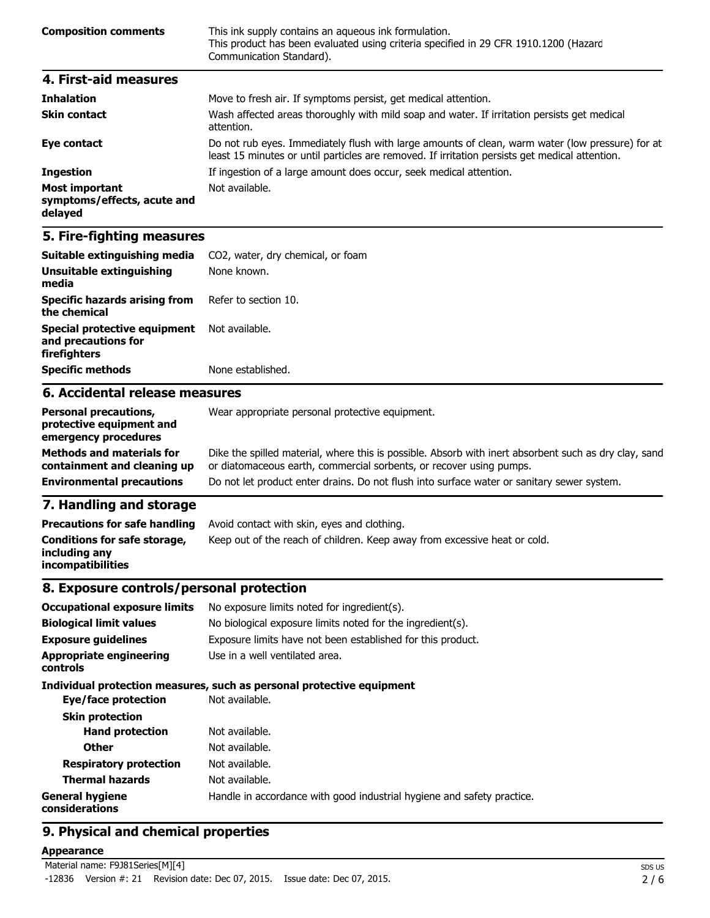| | |
|---|---|
| **Composition comments** | This ink supply contains an aqueous ink formulation. This product has been evaluated using criteria specified in 29 CFR 1910.1200 (Hazard Communication Standard). |

## 4. First-aid measures

| | |
|---|---|
| **Inhalation** | Move to fresh air. If symptoms persist, get medical attention. |
| **Skin contact** | Wash affected areas thoroughly with mild soap and water. If irritation persists get medical attention. |
| **Eye contact** | Do not rub eyes. Immediately flush with large amounts of clean, warm water (low pressure) for at least 15 minutes or until particles are removed. If irritation persists get medical attention. |
| **Ingestion** | If ingestion of a large amount does occur, seek medical attention. |
| **Most important symptoms/effects, acute and delayed** | Not available. |

## 5. Fire-fighting measures

| | |
|---|---|
| **Suitable extinguishing media** | $CO_2$, water, dry chemical, or foam |
| **Unsuitable extinguishing media** | None known. |
| **Specific hazards arising from the chemical** | Refer to section 10. |
| **Special protective equipment and precautions for firefighters** | Not available. |
| **Specific methods** | None established. |

## 6. Accidental release measures

| | |
|---|---|
| **Personal precautions, protective equipment and emergency procedures** | Wear appropriate personal protective equipment. |
| **Methods and materials for containment and cleaning up** | Dike the spilled material, where this is possible. Absorb with inert absorbent such as dry clay, sand or diatomaceous earth, commercial sorbents, or recover using pumps. |
| **Environmental precautions** | Do not let product enter drains. Do not flush into surface water or sanitary sewer system. |

## 7. Handling and storage

| | |
|---|---|
| **Precautions for safe handling** | Avoid contact with skin, eyes and clothing. |
| **Conditions for safe storage, including any incompatibilities** | Keep out of the reach of children. Keep away from excessive heat or cold. |

## 8. Exposure controls/personal protection

| | |
|---|---|
| **Occupational exposure limits** | No exposure limits noted for ingredient(s). |
| **Biological limit values** | No biological exposure limits noted for the ingredient(s). |
| **Exposure guidelines** | Exposure limits have not been established for this product. |
| **Appropriate engineering controls** | Use in a well ventilated area. |

**Individual protection measures, such as personal protective equipment**

| | |
|---|---|
| **Eye/face protection** | Not available. |
| **Skin protection** | |
| **Hand protection** | Not available. |
| **Other** | Not available. |
| **Respiratory protection** | Not available. |
| **Thermal hazards** | Not available. |
| **General hygiene considerations** | Handle in accordance with good industrial hygiene and safety practice. |

## 9. Physical and chemical properties

**Appearance**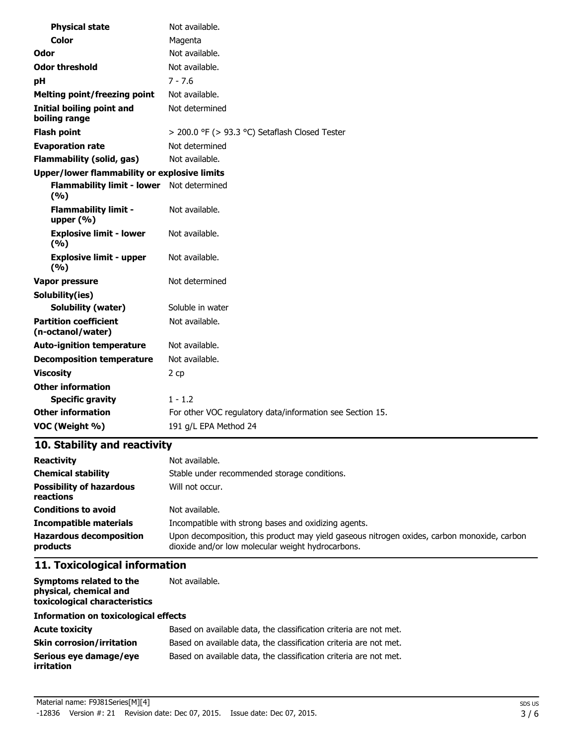| | |
|---|---|
| **Physical state** | Not available. |
| **Color** | Magenta |
| **Odor** | Not available. |
| **Odor threshold** | Not available. |
| **pH** | 7 - 7.6 |
| **Melting point/freezing point** | Not available. |
| **Initial boiling point and boiling range** | Not determined |
| **Flash point** | > 200.0 °F (> 93.3 °C) Setaflash Closed Tester |
| **Evaporation rate** | Not determined |
| **Flammability (solid, gas)** | Not available. |
| **Upper/lower flammability or explosive limits** | |
| **Flammability limit - lower (%)** | Not determined |
| **Flammability limit - upper (%)** | Not available. |
| **Explosive limit - lower (%)** | Not available. |
| **Explosive limit - upper (%)** | Not available. |
| **Vapor pressure** | Not determined |
| **Solubility(ies)** | |
| **Solubility (water)** | Soluble in water |
| **Partition coefficient (n-octanol/water)** | Not available. |
| **Auto-ignition temperature** | Not available. |
| **Decomposition temperature** | Not available. |
| **Viscosity** | 2 cp |
| **Other information** | |
| **Specific gravity** | 1 - 1.2 |
| **Other information** | For other VOC regulatory data/information see Section 15. |
| **VOC (Weight %)** | 191 g/L EPA Method 24 |

## 10. Stability and reactivity

| | |
|---|---|
| **Reactivity** | Not available. |
| **Chemical stability** | Stable under recommended storage conditions. |
| **Possibility of hazardous reactions** | Will not occur. |
| **Conditions to avoid** | Not available. |
| **Incompatible materials** | Incompatible with strong bases and oxidizing agents. |
| **Hazardous decomposition products** | Upon decomposition, this product may yield gaseous nitrogen oxides, carbon monoxide, carbon dioxide and/or low molecular weight hydrocarbons. |

## 11. Toxicological information

| | |
|---|---|
| **Symptoms related to the physical, chemical and toxicological characteristics** | Not available. |
| **Information on toxicological effects** | |
| **Acute toxicity** | Based on available data, the classification criteria are not met. |
| **Skin corrosion/irritation** | Based on available data, the classification criteria are not met. |
| **Serious eye damage/eye irritation** | Based on available data, the classification criteria are not met. |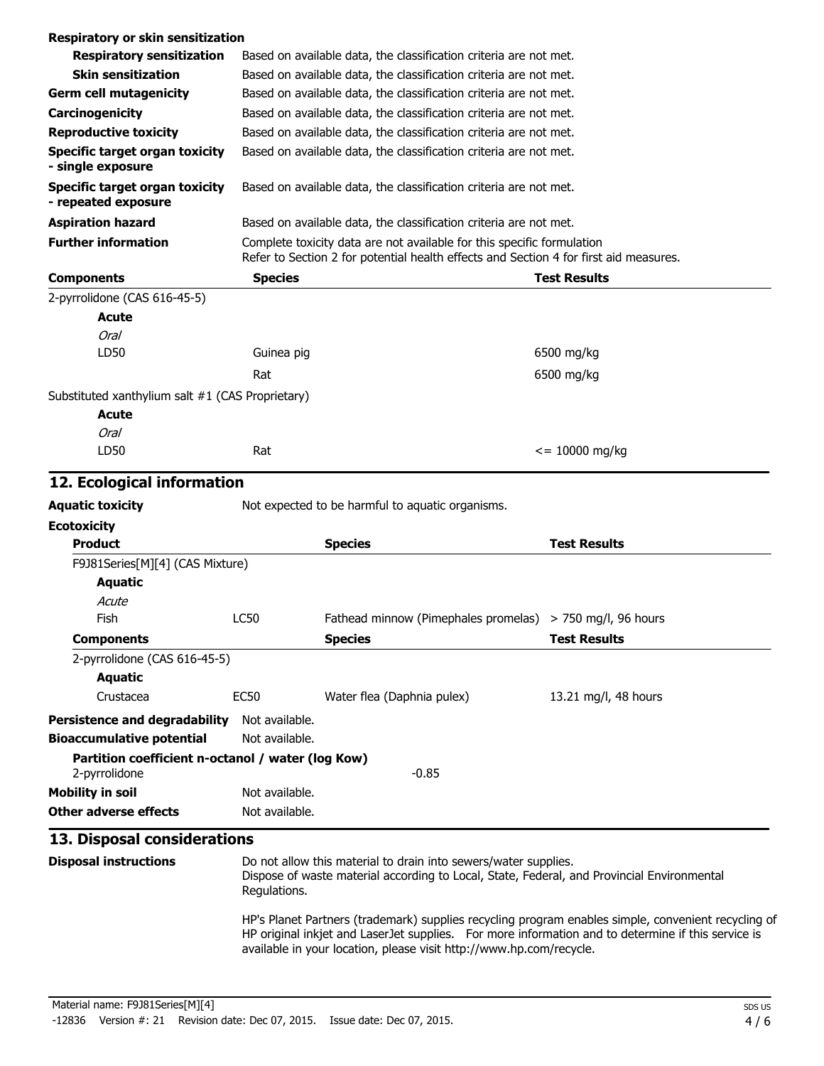**Respiratory or skin sensitization**

| | |
|---|---|
| **Respiratory sensitization** | Based on available data, the classification criteria are not met. |
| **Skin sensitization** | Based on available data, the classification criteria are not met. |
| **Germ cell mutagenicity** | Based on available data, the classification criteria are not met. |
| **Carcinogenicity** | Based on available data, the classification criteria are not met. |
| **Reproductive toxicity** | Based on available data, the classification criteria are not met. |
| **Specific target organ toxicity - single exposure** | Based on available data, the classification criteria are not met. |
| **Specific target organ toxicity - repeated exposure** | Based on available data, the classification criteria are not met. |
| **Aspiration hazard** | Based on available data, the classification criteria are not met. |
| **Further information** | Complete toxicity data are not available for this specific formulation<br>Refer to Section 2 for potential health effects and Section 4 for first aid measures. |

| Components | Species | Test Results |
|---|---|---|
| 2-pyrrolidone (CAS 616-45-5) | | |
| **Acute** | | |
| *Oral* | | |
| LD50 | Guinea pig | 6500 mg/kg |
| | Rat | 6500 mg/kg |
| Substituted xanthylium salt #1 (CAS Proprietary) | | |
| **Acute** | | |
| *Oral* | | |
| LD50 | Rat | <= 10000 mg/kg |

## 12. Ecological information

**Aquatic toxicity** Not expected to be harmful to aquatic organisms.

**Ecotoxicity**

| Product | | Species | Test Results |
|---|---|---|---|
| F9J81Series[M][4] (CAS Mixture) | | | |
| **Aquatic** | | | |
| *Acute* | | | |
| Fish | LC50 | Fathead minnow (Pimephales promelas) | > 750 mg/l, 96 hours |
| **Components** | | **Species** | **Test Results** |
| 2-pyrrolidone (CAS 616-45-5) | | | |
| **Aquatic** | | | |
| Crustacea | EC50 | Water flea (Daphnia pulex) | 13.21 mg/l, 48 hours |

**Persistence and degradability** Not available.

**Bioaccumulative potential** Not available.

**Partition coefficient n-octanol / water (log Kow)**

2-pyrrolidone -0.85

**Mobility in soil** Not available.

**Other adverse effects** Not available.

## 13. Disposal considerations

**Disposal instructions**

Do not allow this material to drain into sewers/water supplies.
Dispose of waste material according to Local, State, Federal, and Provincial Environmental Regulations.

HP's Planet Partners (trademark) supplies recycling program enables simple, convenient recycling of HP original inkjet and LaserJet supplies. For more information and to determine if this service is available in your location, please visit http://www.hp.com/recycle.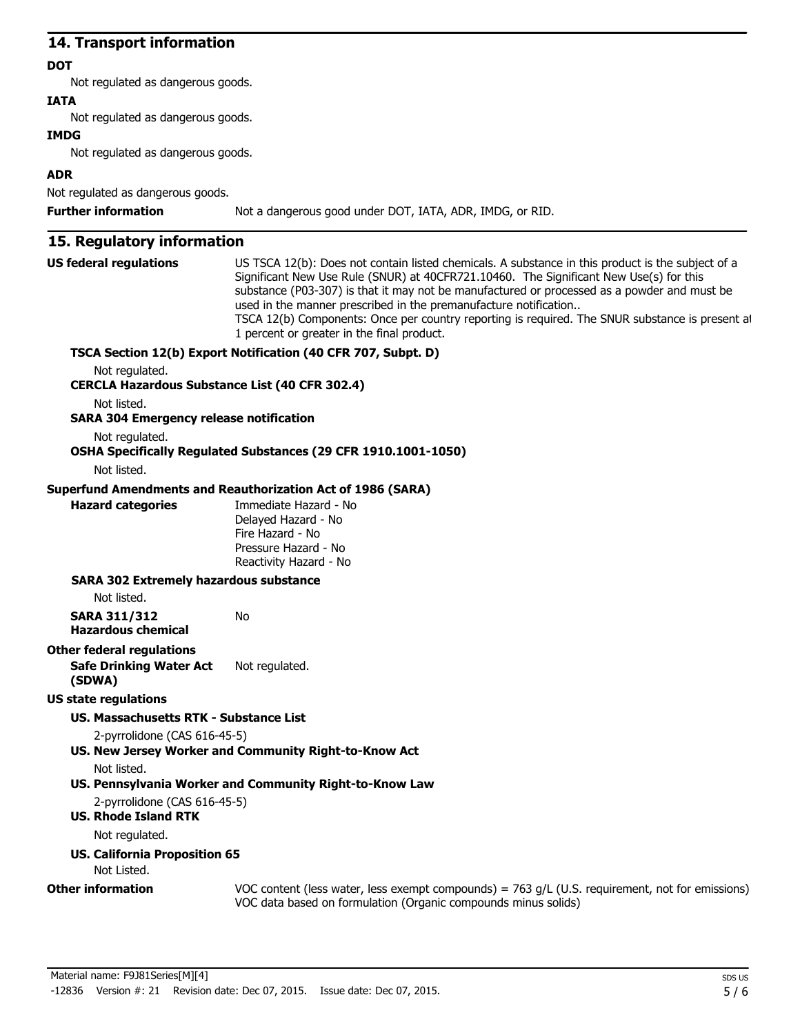## 14. Transport information

**DOT**

Not regulated as dangerous goods.

**IATA**

Not regulated as dangerous goods.

**IMDG**

Not regulated as dangerous goods.

**ADR**

Not regulated as dangerous goods.

**Further information** Not a dangerous good under DOT, IATA, ADR, IMDG, or RID.

## 15. Regulatory information

**US federal regulations** US TSCA 12(b): Does not contain listed chemicals. A substance in this product is the subject of a Significant New Use Rule (SNUR) at 40CFR721.10460. The Significant New Use(s) for this substance (P03-307) is that it may not be manufactured or processed as a powder and must be used in the manner prescribed in the premanufacture notification..
TSCA 12(b) Components: Once per country reporting is required. The SNUR substance is present at 1 percent or greater in the final product.

**TSCA Section 12(b) Export Notification (40 CFR 707, Subpt. D)**

Not regulated.

**CERCLA Hazardous Substance List (40 CFR 302.4)**

Not listed.

**SARA 304 Emergency release notification**

Not regulated.

**OSHA Specifically Regulated Substances (29 CFR 1910.1001-1050)**

Not listed.

**Superfund Amendments and Reauthorization Act of 1986 (SARA)**

**Hazard categories**
Immediate Hazard - No
Delayed Hazard - No
Fire Hazard - No
Pressure Hazard - No
Reactivity Hazard - No

**SARA 302 Extremely hazardous substance**

Not listed.

**SARA 311/312 Hazardous chemical** No

**Other federal regulations**

**Safe Drinking Water Act (SDWA)** Not regulated.

**US state regulations**

**US. Massachusetts RTK - Substance List**

2-pyrrolidone (CAS 616-45-5)

**US. New Jersey Worker and Community Right-to-Know Act**

Not listed.

**US. Pennsylvania Worker and Community Right-to-Know Law**

2-pyrrolidone (CAS 616-45-5)

**US. Rhode Island RTK**

Not regulated.

**US. California Proposition 65**

Not Listed.

**Other information** VOC content (less water, less exempt compounds) = 763 g/L (U.S. requirement, not for emissions)
VOC data based on formulation (Organic compounds minus solids)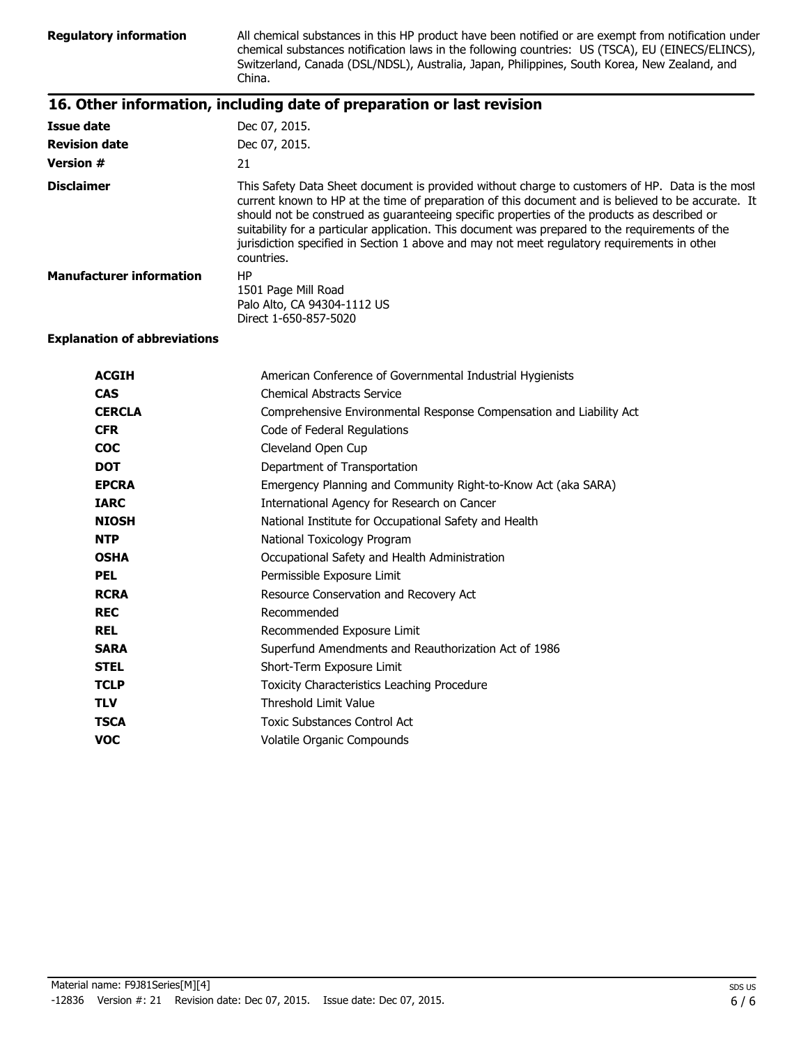**Regulatory information** All chemical substances in this HP product have been notified or are exempt from notification under chemical substances notification laws in the following countries: US (TSCA), EU (EINECS/ELINCS), Switzerland, Canada (DSL/NDSL), Australia, Japan, Philippines, South Korea, New Zealand, and China.

## 16. Other information, including date of preparation or last revision

**Issue date** Dec 07, 2015.

**Revision date** Dec 07, 2015.

**Version #** 21

**Disclaimer** This Safety Data Sheet document is provided without charge to customers of HP. Data is the most current known to HP at the time of preparation of this document and is believed to be accurate. It should not be construed as guaranteeing specific properties of the products as described or suitability for a particular application. This document was prepared to the requirements of the jurisdiction specified in Section 1 above and may not meet regulatory requirements in other countries.

**Manufacturer information** HP
1501 Page Mill Road
Palo Alto, CA 94304-1112 US
Direct 1-650-857-5020

**Explanation of abbreviations**

| | |
|---|---|
| **ACGIH** | American Conference of Governmental Industrial Hygienists |
| **CAS** | Chemical Abstracts Service |
| **CERCLA** | Comprehensive Environmental Response Compensation and Liability Act |
| **CFR** | Code of Federal Regulations |
| **COC** | Cleveland Open Cup |
| **DOT** | Department of Transportation |
| **EPCRA** | Emergency Planning and Community Right-to-Know Act (aka SARA) |
| **IARC** | International Agency for Research on Cancer |
| **NIOSH** | National Institute for Occupational Safety and Health |
| **NTP** | National Toxicology Program |
| **OSHA** | Occupational Safety and Health Administration |
| **PEL** | Permissible Exposure Limit |
| **RCRA** | Resource Conservation and Recovery Act |
| **REC** | Recommended |
| **REL** | Recommended Exposure Limit |
| **SARA** | Superfund Amendments and Reauthorization Act of 1986 |
| **STEL** | Short-Term Exposure Limit |
| **TCLP** | Toxicity Characteristics Leaching Procedure |
| **TLV** | Threshold Limit Value |
| **TSCA** | Toxic Substances Control Act |
| **VOC** | Volatile Organic Compounds |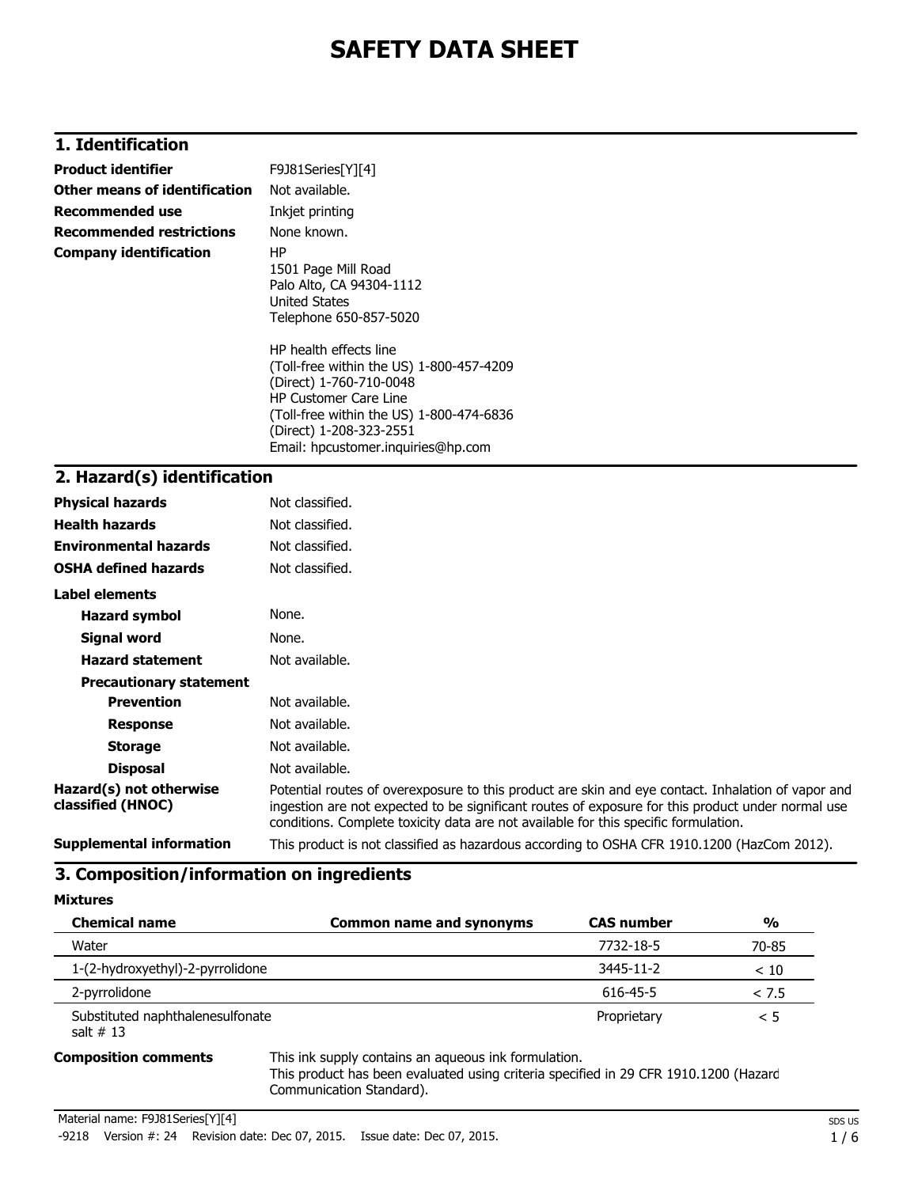# SAFETY DATA SHEET

## 1. Identification

**Product identifier** F9J81Series[Y][4]

**Other means of identification** Not available.

**Recommended use** Inkjet printing

**Recommended restrictions** None known.

**Company identification**
HP
1501 Page Mill Road
Palo Alto, CA 94304-1112
United States
Telephone 650-857-5020

HP health effects line
(Toll-free within the US) 1-800-457-4209
(Direct) 1-760-710-0048
HP Customer Care Line
(Toll-free within the US) 1-800-474-6836
(Direct) 1-208-323-2551
Email: hpcustomer.inquiries@hp.com

## 2. Hazard(s) identification

**Physical hazards** Not classified.

**Health hazards** Not classified.

**Environmental hazards** Not classified.

**OSHA defined hazards** Not classified.

**Label elements**

**Hazard symbol** None.

**Signal word** None.

**Hazard statement** Not available.

**Precautionary statement**

**Prevention** Not available.

**Response** Not available.

**Storage** Not available.

**Disposal** Not available.

**Hazard(s) not otherwise classified (HNOC)** Potential routes of overexposure to this product are skin and eye contact. Inhalation of vapor and ingestion are not expected to be significant routes of exposure for this product under normal use conditions. Complete toxicity data are not available for this specific formulation.

**Supplemental information** This product is not classified as hazardous according to OSHA CFR 1910.1200 (HazCom 2012).

## 3. Composition/information on ingredients

**Mixtures**

| Chemical name | Common name and synonyms | CAS number | % |
|---|---|---|---|
| Water | | 7732-18-5 | 70-85 |
| 1-(2-hydroxyethyl)-2-pyrrolidone | | 3445-11-2 | < 10 |
| 2-pyrrolidone | | 616-45-5 | < 7.5 |
| Substituted naphthalenesulfonate salt # 13 | | Proprietary | < 5 |

**Composition comments** This ink supply contains an aqueous ink formulation.
This product has been evaluated using criteria specified in 29 CFR 1910.1200 (Hazard Communication Standard).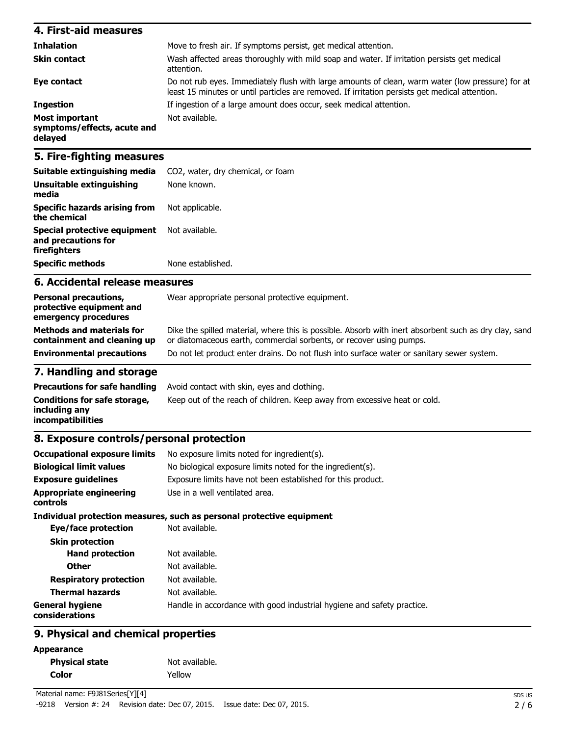## 4. First-aid measures

| | |
|---|---|
| **Inhalation** | Move to fresh air. If symptoms persist, get medical attention. |
| **Skin contact** | Wash affected areas thoroughly with mild soap and water. If irritation persists get medical attention. |
| **Eye contact** | Do not rub eyes. Immediately flush with large amounts of clean, warm water (low pressure) for at least 15 minutes or until particles are removed. If irritation persists get medical attention. |
| **Ingestion** | If ingestion of a large amount does occur, seek medical attention. |
| **Most important symptoms/effects, acute and delayed** | Not available. |

## 5. Fire-fighting measures

| | |
|---|---|
| **Suitable extinguishing media** | $CO_2$, water, dry chemical, or foam |
| **Unsuitable extinguishing media** | None known. |
| **Specific hazards arising from the chemical** | Not applicable. |
| **Special protective equipment and precautions for firefighters** | Not available. |
| **Specific methods** | None established. |

## 6. Accidental release measures

| | |
|---|---|
| **Personal precautions, protective equipment and emergency procedures** | Wear appropriate personal protective equipment. |
| **Methods and materials for containment and cleaning up** | Dike the spilled material, where this is possible. Absorb with inert absorbent such as dry clay, sand or diatomaceous earth, commercial sorbents, or recover using pumps. |
| **Environmental precautions** | Do not let product enter drains. Do not flush into surface water or sanitary sewer system. |

## 7. Handling and storage

| | |
|---|---|
| **Precautions for safe handling** | Avoid contact with skin, eyes and clothing. |
| **Conditions for safe storage, including any incompatibilities** | Keep out of the reach of children. Keep away from excessive heat or cold. |

## 8. Exposure controls/personal protection

| | |
|---|---|
| **Occupational exposure limits** | No exposure limits noted for ingredient(s). |
| **Biological limit values** | No biological exposure limits noted for the ingredient(s). |
| **Exposure guidelines** | Exposure limits have not been established for this product. |
| **Appropriate engineering controls** | Use in a well ventilated area. |

**Individual protection measures, such as personal protective equipment**

| | |
|---|---|
| **Eye/face protection** | Not available. |
| **Skin protection** | |
| **Hand protection** | Not available. |
| **Other** | Not available. |
| **Respiratory protection** | Not available. |
| **Thermal hazards** | Not available. |
| **General hygiene considerations** | Handle in accordance with good industrial hygiene and safety practice. |

## 9. Physical and chemical properties

**Appearance**

| | |
|---|---|
| **Physical state** | Not available. |
| **Color** | Yellow |

Material name: F9J81Series[Y][4]

-9218 Version #: 24 Revision date: Dec 07, 2015. Issue date: Dec 07, 2015.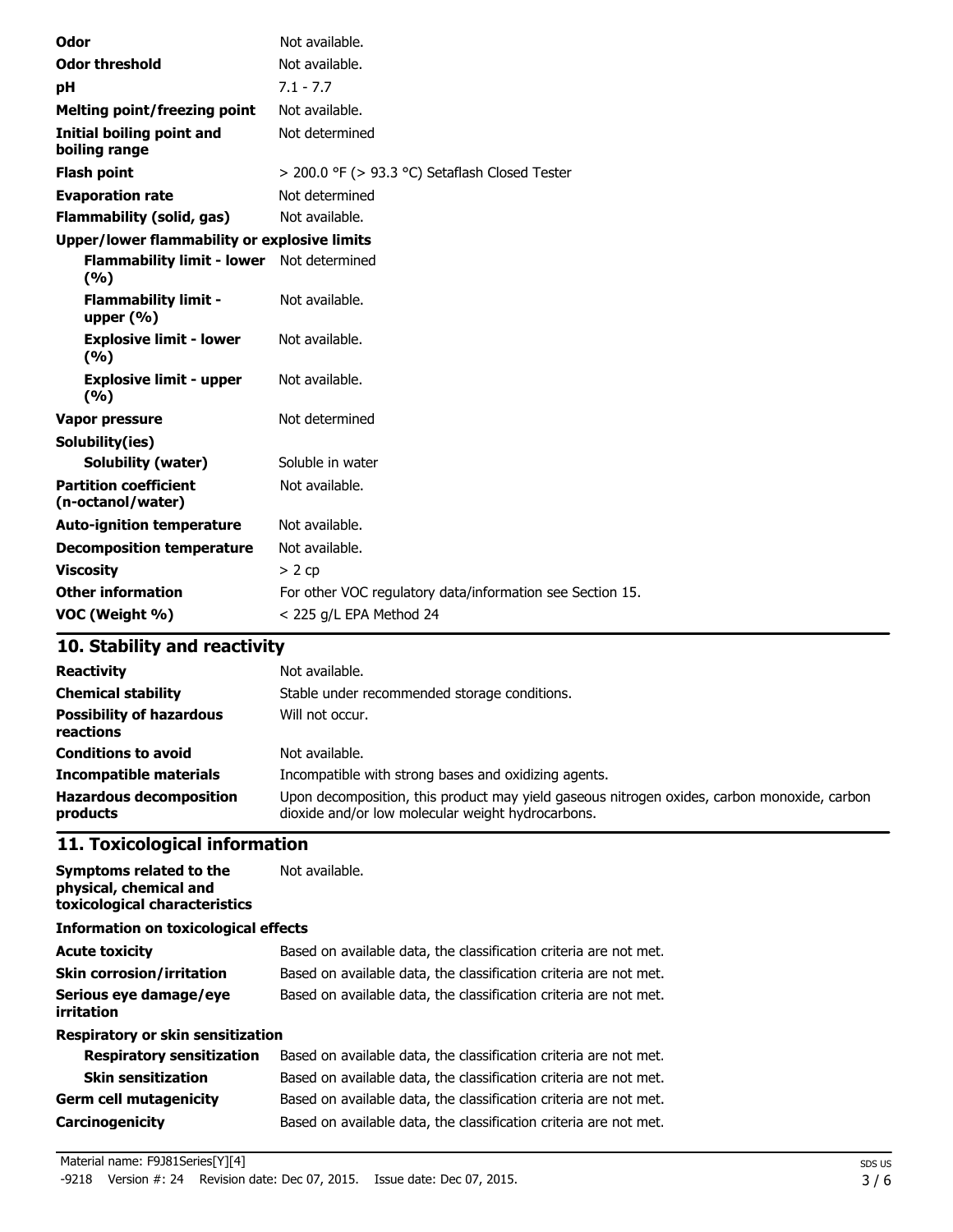| | |
|---|---|
| **Odor** | Not available. |
| **Odor threshold** | Not available. |
| **pH** | 7.1 - 7.7 |
| **Melting point/freezing point** | Not available. |
| **Initial boiling point and boiling range** | Not determined |
| **Flash point** | > 200.0 °F (> 93.3 °C) Setaflash Closed Tester |
| **Evaporation rate** | Not determined |
| **Flammability (solid, gas)** | Not available. |
| **Upper/lower flammability or explosive limits** | |
| **Flammability limit - lower (%)** | Not determined |
| **Flammability limit - upper (%)** | Not available. |
| **Explosive limit - lower (%)** | Not available. |
| **Explosive limit - upper (%)** | Not available. |
| **Vapor pressure** | Not determined |
| **Solubility(ies)** | |
| **Solubility (water)** | Soluble in water |
| **Partition coefficient (n-octanol/water)** | Not available. |
| **Auto-ignition temperature** | Not available. |
| **Decomposition temperature** | Not available. |
| **Viscosity** | > 2 cp |
| **Other information** | For other VOC regulatory data/information see Section 15. |
| **VOC (Weight %)** | < 225 g/L EPA Method 24 |

## 10. Stability and reactivity

| | |
|---|---|
| **Reactivity** | Not available. |
| **Chemical stability** | Stable under recommended storage conditions. |
| **Possibility of hazardous reactions** | Will not occur. |
| **Conditions to avoid** | Not available. |
| **Incompatible materials** | Incompatible with strong bases and oxidizing agents. |
| **Hazardous decomposition products** | Upon decomposition, this product may yield gaseous nitrogen oxides, carbon monoxide, carbon dioxide and/or low molecular weight hydrocarbons. |

## 11. Toxicological information

| | |
|---|---|
| **Symptoms related to the physical, chemical and toxicological characteristics** | Not available. |
| **Information on toxicological effects** | |
| **Acute toxicity** | Based on available data, the classification criteria are not met. |
| **Skin corrosion/irritation** | Based on available data, the classification criteria are not met. |
| **Serious eye damage/eye irritation** | Based on available data, the classification criteria are not met. |
| **Respiratory or skin sensitization** | |
| **Respiratory sensitization** | Based on available data, the classification criteria are not met. |
| **Skin sensitization** | Based on available data, the classification criteria are not met. |
| **Germ cell mutagenicity** | Based on available data, the classification criteria are not met. |
| **Carcinogenicity** | Based on available data, the classification criteria are not met. |

Material name: F9J81Series[Y][4]

-9218 Version #: 24 Revision date: Dec 07, 2015. Issue date: Dec 07, 2015.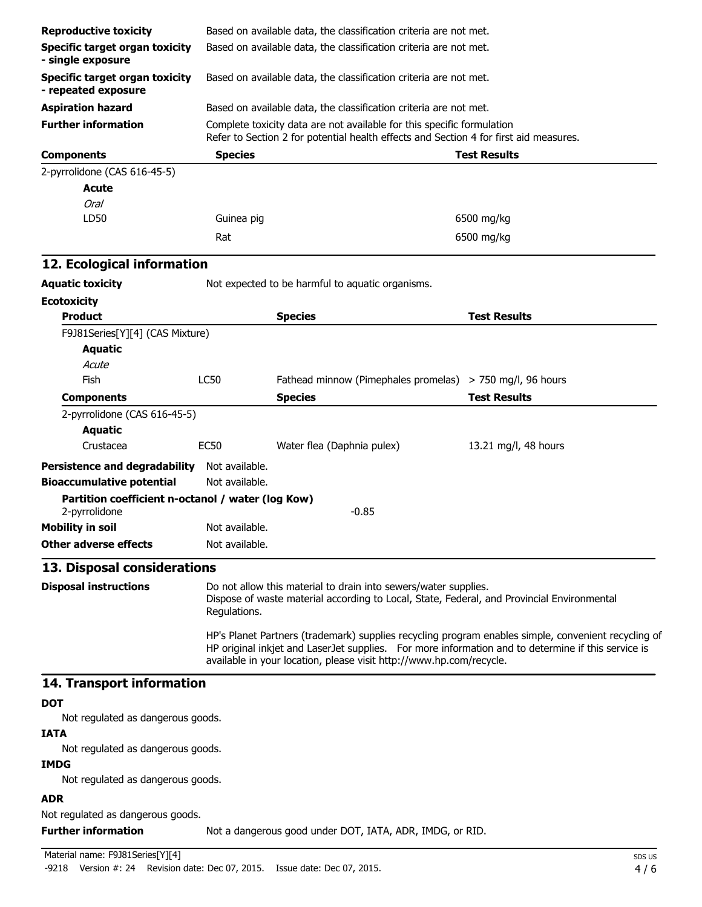| | |
|---|---|
| **Reproductive toxicity** | Based on available data, the classification criteria are not met. |
| **Specific target organ toxicity - single exposure** | Based on available data, the classification criteria are not met. |
| **Specific target organ toxicity - repeated exposure** | Based on available data, the classification criteria are not met. |
| **Aspiration hazard** | Based on available data, the classification criteria are not met. |
| **Further information** | Complete toxicity data are not available for this specific formulation<br>Refer to Section 2 for potential health effects and Section 4 for first aid measures. |

| Components | Species | Test Results |
|---|---|---|
| 2-pyrrolidone (CAS 616-45-5) | | |
| **Acute** | | |
| *Oral* | | |
| LD50 | Guinea pig | 6500 mg/kg |
| | Rat | 6500 mg/kg |

## 12. Ecological information

**Aquatic toxicity** Not expected to be harmful to aquatic organisms.

**Ecotoxicity**

| Product | | Species | Test Results |
|---|---|---|---|
| F9J81Series[Y][4] (CAS Mixture) | | | |
| **Aquatic** | | | |
| *Acute* | | | |
| Fish | LC50 | Fathead minnow (Pimephales promelas) | > 750 mg/l, 96 hours |
| **Components** | | **Species** | **Test Results** |
| 2-pyrrolidone (CAS 616-45-5) | | | |
| **Aquatic** | | | |
| Crustacea | EC50 | Water flea (Daphnia pulex) | 13.21 mg/l, 48 hours |

**Persistence and degradability** Not available.

**Bioaccumulative potential** Not available.

**Partition coefficient n-octanol / water (log Kow)**
2-pyrrolidone -0.85

**Mobility in soil** Not available.

**Other adverse effects** Not available.

## 13. Disposal considerations

**Disposal instructions** Do not allow this material to drain into sewers/water supplies.
Dispose of waste material according to Local, State, Federal, and Provincial Environmental Regulations.

HP's Planet Partners (trademark) supplies recycling program enables simple, convenient recycling of HP original inkjet and LaserJet supplies. For more information and to determine if this service is available in your location, please visit http://www.hp.com/recycle.

## 14. Transport information

**DOT**

Not regulated as dangerous goods.

**IATA**

Not regulated as dangerous goods.

**IMDG**

Not regulated as dangerous goods.

**ADR**

Not regulated as dangerous goods.

**Further information** Not a dangerous good under DOT, IATA, ADR, IMDG, or RID.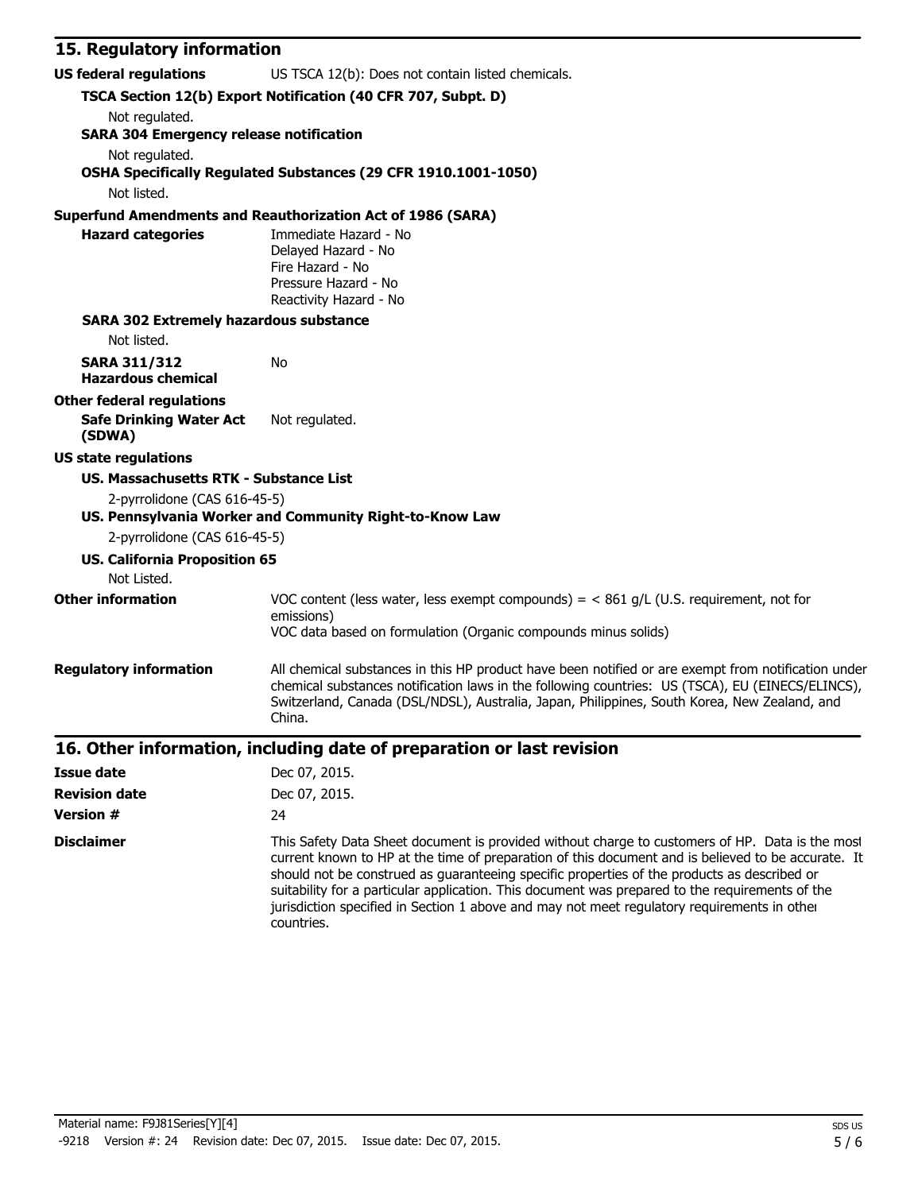## 15. Regulatory information

**US federal regulations** US TSCA 12(b): Does not contain listed chemicals.

**TSCA Section 12(b) Export Notification (40 CFR 707, Subpt. D)**

Not regulated.

**SARA 304 Emergency release notification**

Not regulated.

**OSHA Specifically Regulated Substances (29 CFR 1910.1001-1050)**

Not listed.

**Superfund Amendments and Reauthorization Act of 1986 (SARA)**

**Hazard categories**

Immediate Hazard - No
Delayed Hazard - No
Fire Hazard - No
Pressure Hazard - No
Reactivity Hazard - No

**SARA 302 Extremely hazardous substance**

Not listed.

**SARA 311/312 Hazardous chemical** No

**Other federal regulations**

**Safe Drinking Water Act (SDWA)** Not regulated.

**US state regulations**

**US. Massachusetts RTK - Substance List**

2-pyrrolidone (CAS 616-45-5)

**US. Pennsylvania Worker and Community Right-to-Know Law**

2-pyrrolidone (CAS 616-45-5)

**US. California Proposition 65**

Not Listed.

**Other information** VOC content (less water, less exempt compounds) = < 861 g/L (U.S. requirement, not for emissions)
VOC data based on formulation (Organic compounds minus solids)

**Regulatory information** All chemical substances in this HP product have been notified or are exempt from notification under chemical substances notification laws in the following countries: US (TSCA), EU (EINECS/ELINCS), Switzerland, Canada (DSL/NDSL), Australia, Japan, Philippines, South Korea, New Zealand, and China.

## 16. Other information, including date of preparation or last revision

**Issue date** Dec 07, 2015.

**Revision date** Dec 07, 2015.

**Version #** 24

**Disclaimer** This Safety Data Sheet document is provided without charge to customers of HP. Data is the most current known to HP at the time of preparation of this document and is believed to be accurate. It should not be construed as guaranteeing specific properties of the products as described or suitability for a particular application. This document was prepared to the requirements of the jurisdiction specified in Section 1 above and may not meet regulatory requirements in other countries.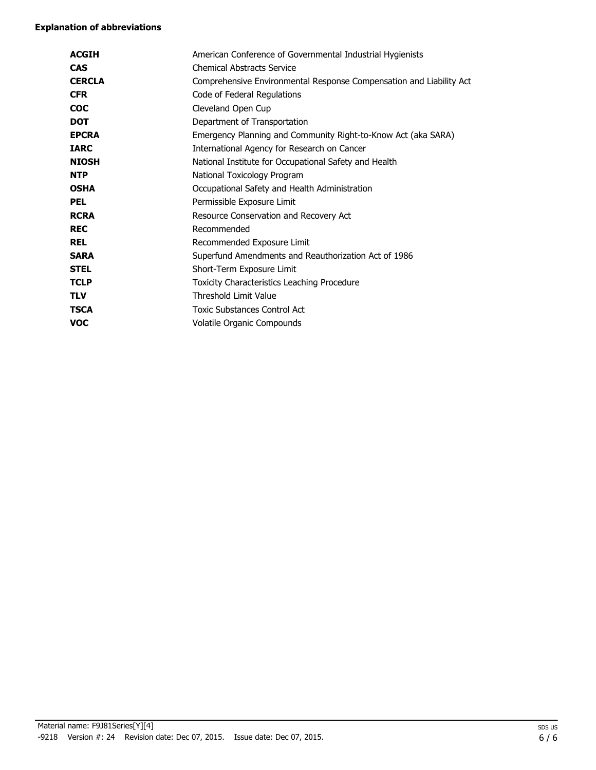### Explanation of abbreviations

| | |
|---|---|
| **ACGIH** | American Conference of Governmental Industrial Hygienists |
| **CAS** | Chemical Abstracts Service |
| **CERCLA** | Comprehensive Environmental Response Compensation and Liability Act |
| **CFR** | Code of Federal Regulations |
| **COC** | Cleveland Open Cup |
| **DOT** | Department of Transportation |
| **EPCRA** | Emergency Planning and Community Right-to-Know Act (aka SARA) |
| **IARC** | International Agency for Research on Cancer |
| **NIOSH** | National Institute for Occupational Safety and Health |
| **NTP** | National Toxicology Program |
| **OSHA** | Occupational Safety and Health Administration |
| **PEL** | Permissible Exposure Limit |
| **RCRA** | Resource Conservation and Recovery Act |
| **REC** | Recommended |
| **REL** | Recommended Exposure Limit |
| **SARA** | Superfund Amendments and Reauthorization Act of 1986 |
| **STEL** | Short-Term Exposure Limit |
| **TCLP** | Toxicity Characteristics Leaching Procedure |
| **TLV** | Threshold Limit Value |
| **TSCA** | Toxic Substances Control Act |
| **VOC** | Volatile Organic Compounds |